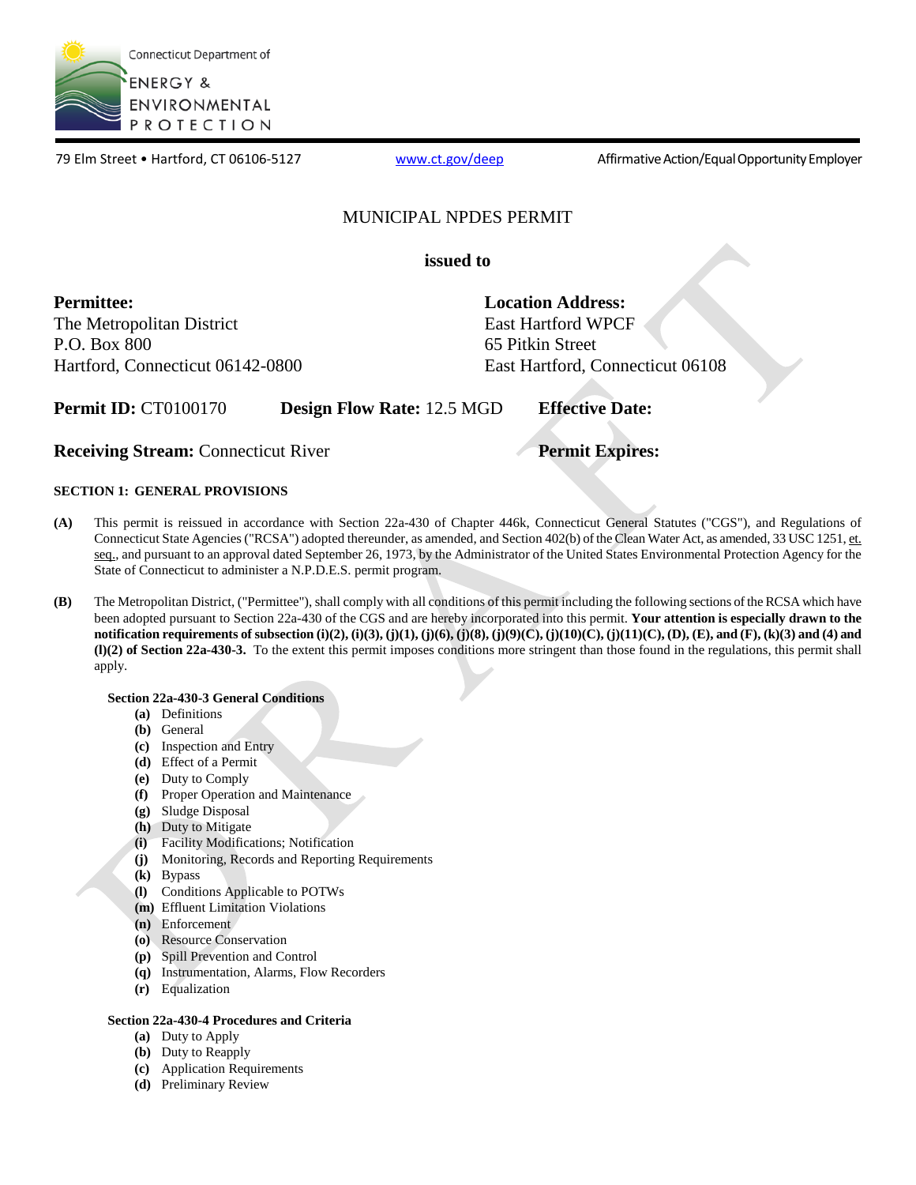Connecticut Department of ENERGY & ENVIRONMENTAL PROTECTION

79 Elm Street • Hartford, CT 06106-5127 www.ct.gov/deep Affirmative Action/Equal Opportunity Employer

# MUNICIPAL NPDES PERMIT

**issued to**

**Permittee:**
The Metropolitan District
P.O. Box 800
Hartford, Connecticut 06142-0800

**Location Address:**
East Hartford WPCF
65 Pitkin Street
East Hartford, Connecticut 06108

**Permit ID:** CT0100170 **Design Flow Rate:** 12.5 MGD **Effective Date:**

**Receiving Stream:** Connecticut River **Permit Expires:**

## SECTION 1: GENERAL PROVISIONS

**(A)** This permit is reissued in accordance with Section 22a-430 of Chapter 446k, Connecticut General Statutes ("CGS"), and Regulations of Connecticut State Agencies ("RCSA") adopted thereunder, as amended, and Section 402(b) of the Clean Water Act, as amended, 33 USC 1251, et. seq., and pursuant to an approval dated September 26, 1973, by the Administrator of the United States Environmental Protection Agency for the State of Connecticut to administer a N.P.D.E.S. permit program.

**(B)** The Metropolitan District, ("Permittee"), shall comply with all conditions of this permit including the following sections of the RCSA which have been adopted pursuant to Section 22a-430 of the CGS and are hereby incorporated into this permit. **Your attention is especially drawn to the notification requirements of subsection (i)(2), (i)(3), (j)(1), (j)(6), (j)(8), (j)(9)(C), (j)(10)(C), (j)(11)(C), (D), (E), and (F), (k)(3) and (4) and (l)(2) of Section 22a-430-3.** To the extent this permit imposes conditions more stringent than those found in the regulations, this permit shall apply.

**Section 22a-430-3 General Conditions**

- **(a)** Definitions
- **(b)** General
- **(c)** Inspection and Entry
- **(d)** Effect of a Permit
- **(e)** Duty to Comply
- **(f)** Proper Operation and Maintenance
- **(g)** Sludge Disposal
- **(h)** Duty to Mitigate
- **(i)** Facility Modifications; Notification
- **(j)** Monitoring, Records and Reporting Requirements
- **(k)** Bypass
- **(l)** Conditions Applicable to POTWs
- **(m)** Effluent Limitation Violations
- **(n)** Enforcement
- **(o)** Resource Conservation
- **(p)** Spill Prevention and Control
- **(q)** Instrumentation, Alarms, Flow Recorders
- **(r)** Equalization

**Section 22a-430-4 Procedures and Criteria**

- **(a)** Duty to Apply
- **(b)** Duty to Reapply
- **(c)** Application Requirements
- **(d)** Preliminary Review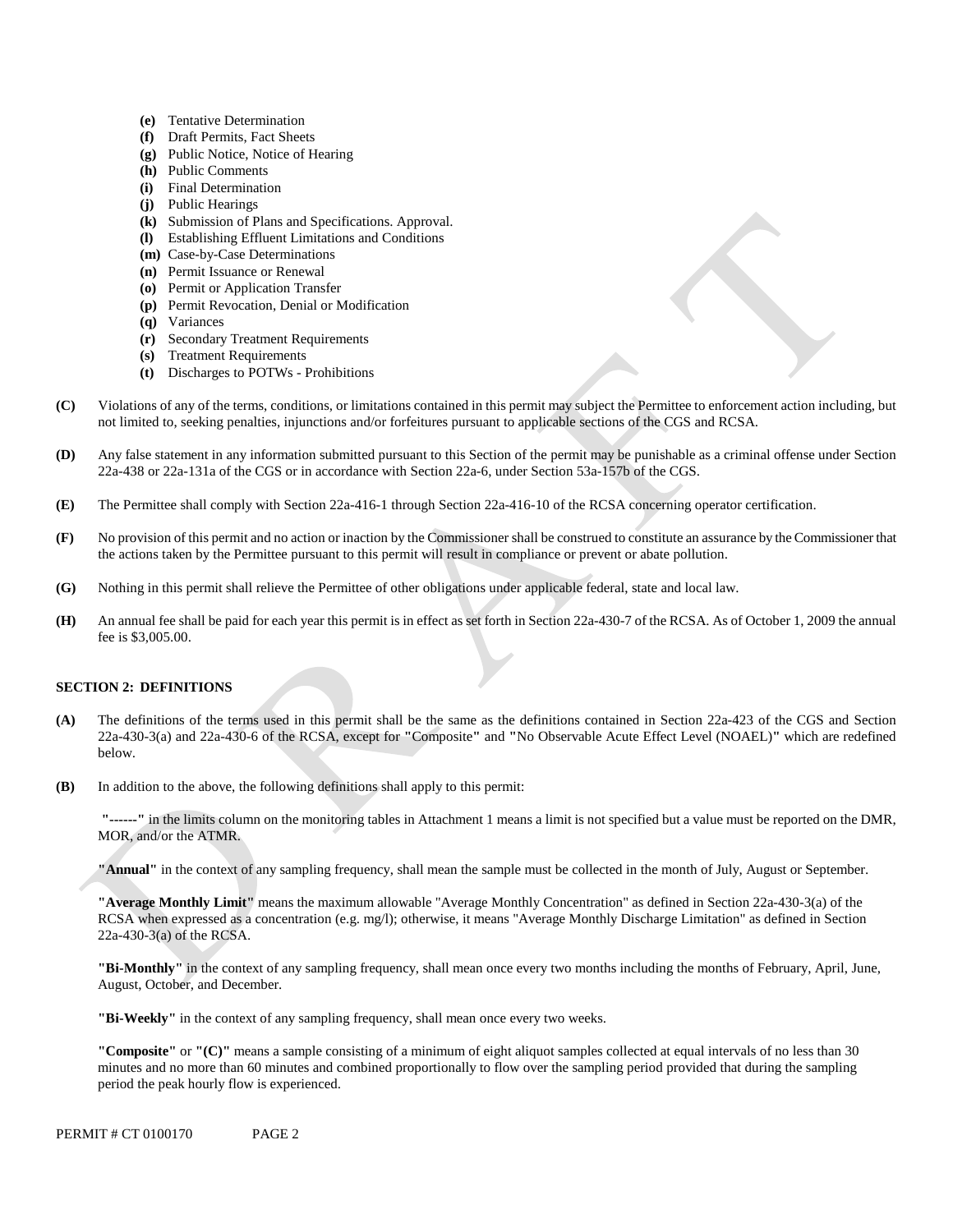- **(e)** Tentative Determination
- **(f)** Draft Permits, Fact Sheets
- **(g)** Public Notice, Notice of Hearing
- **(h)** Public Comments
- **(i)** Final Determination
- **(j)** Public Hearings
- **(k)** Submission of Plans and Specifications. Approval.
- **(l)** Establishing Effluent Limitations and Conditions
- **(m)** Case-by-Case Determinations
- **(n)** Permit Issuance or Renewal
- **(o)** Permit or Application Transfer
- **(p)** Permit Revocation, Denial or Modification
- **(q)** Variances
- **(r)** Secondary Treatment Requirements
- **(s)** Treatment Requirements
- **(t)** Discharges to POTWs - Prohibitions

**(C)** Violations of any of the terms, conditions, or limitations contained in this permit may subject the Permittee to enforcement action including, but not limited to, seeking penalties, injunctions and/or forfeitures pursuant to applicable sections of the CGS and RCSA.

**(D)** Any false statement in any information submitted pursuant to this Section of the permit may be punishable as a criminal offense under Section 22a-438 or 22a-131a of the CGS or in accordance with Section 22a-6, under Section 53a-157b of the CGS.

**(E)** The Permittee shall comply with Section 22a-416-1 through Section 22a-416-10 of the RCSA concerning operator certification.

**(F)** No provision of this permit and no action or inaction by the Commissioner shall be construed to constitute an assurance by the Commissioner that the actions taken by the Permittee pursuant to this permit will result in compliance or prevent or abate pollution.

**(G)** Nothing in this permit shall relieve the Permittee of other obligations under applicable federal, state and local law.

**(H)** An annual fee shall be paid for each year this permit is in effect as set forth in Section 22a-430-7 of the RCSA. As of October 1, 2009 the annual fee is $3,005.00.

## SECTION 2: DEFINITIONS

**(A)** The definitions of the terms used in this permit shall be the same as the definitions contained in Section 22a-423 of the CGS and Section 22a-430-3(a) and 22a-430-6 of the RCSA, except for **"**Composite**"** and **"**No Observable Acute Effect Level (NOAEL)**"** which are redefined below.

**(B)** In addition to the above, the following definitions shall apply to this permit:

**"------"** in the limits column on the monitoring tables in Attachment 1 means a limit is not specified but a value must be reported on the DMR, MOR, and/or the ATMR.

**"Annual"** in the context of any sampling frequency, shall mean the sample must be collected in the month of July, August or September.

**"Average Monthly Limit"** means the maximum allowable "Average Monthly Concentration" as defined in Section 22a-430-3(a) of the RCSA when expressed as a concentration (e.g. mg/l); otherwise, it means "Average Monthly Discharge Limitation" as defined in Section 22a-430-3(a) of the RCSA.

**"Bi-Monthly"** in the context of any sampling frequency, shall mean once every two months including the months of February, April, June, August, October, and December.

**"Bi-Weekly"** in the context of any sampling frequency, shall mean once every two weeks.

**"Composite"** or **"(C)"** means a sample consisting of a minimum of eight aliquot samples collected at equal intervals of no less than 30 minutes and no more than 60 minutes and combined proportionally to flow over the sampling period provided that during the sampling period the peak hourly flow is experienced.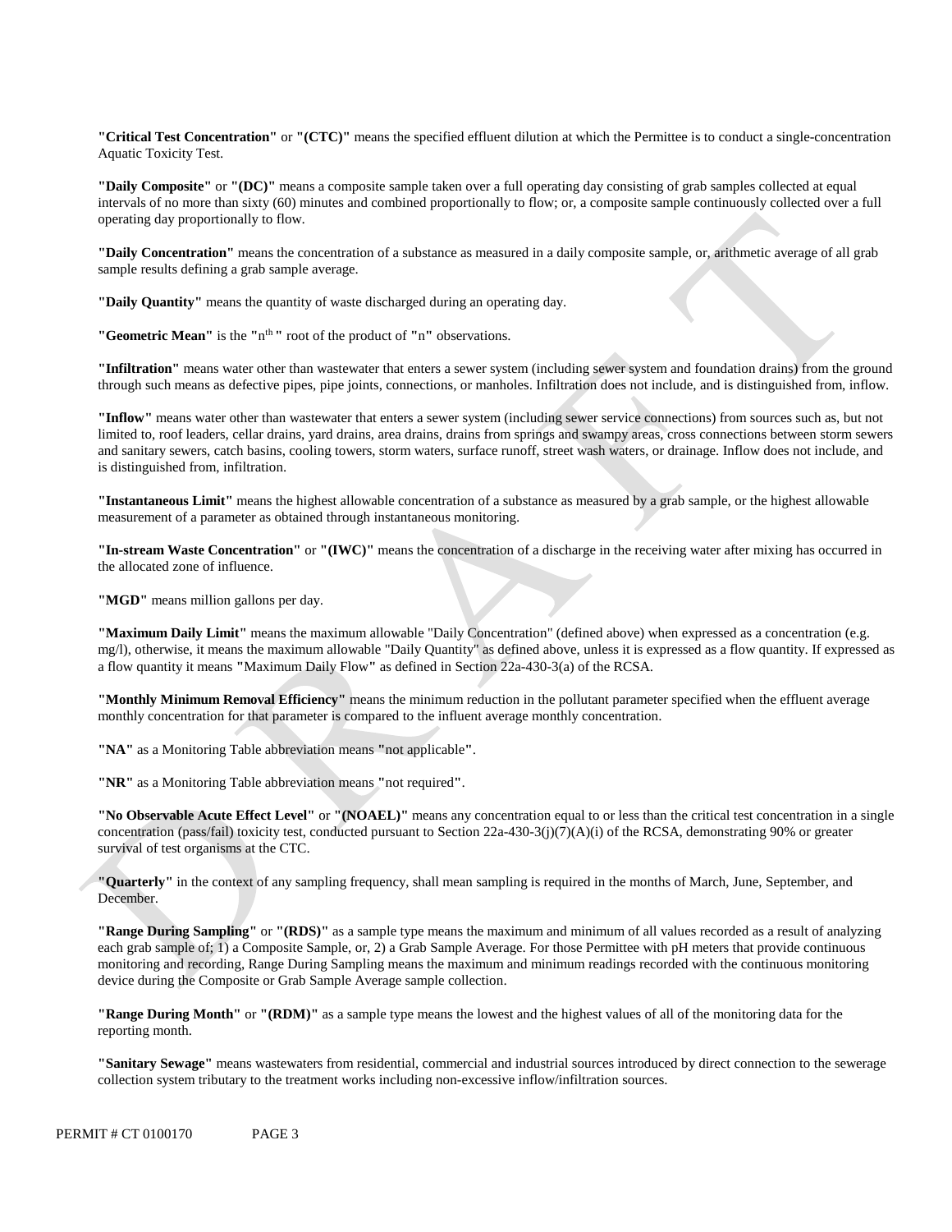**"Critical Test Concentration"** or **"(CTC)"** means the specified effluent dilution at which the Permittee is to conduct a single-concentration Aquatic Toxicity Test.

**"Daily Composite"** or **"(DC)"** means a composite sample taken over a full operating day consisting of grab samples collected at equal intervals of no more than sixty (60) minutes and combined proportionally to flow; or, a composite sample continuously collected over a full operating day proportionally to flow.

**"Daily Concentration"** means the concentration of a substance as measured in a daily composite sample, or, arithmetic average of all grab sample results defining a grab sample average.

**"Daily Quantity"** means the quantity of waste discharged during an operating day.

**"Geometric Mean"** is the "$n^{th}$" root of the product of "n" observations.

**"Infiltration"** means water other than wastewater that enters a sewer system (including sewer system and foundation drains) from the ground through such means as defective pipes, pipe joints, connections, or manholes. Infiltration does not include, and is distinguished from, inflow.

**"Inflow"** means water other than wastewater that enters a sewer system (including sewer service connections) from sources such as, but not limited to, roof leaders, cellar drains, yard drains, area drains, drains from springs and swampy areas, cross connections between storm sewers and sanitary sewers, catch basins, cooling towers, storm waters, surface runoff, street wash waters, or drainage. Inflow does not include, and is distinguished from, infiltration.

**"Instantaneous Limit"** means the highest allowable concentration of a substance as measured by a grab sample, or the highest allowable measurement of a parameter as obtained through instantaneous monitoring.

**"In-stream Waste Concentration"** or **"(IWC)"** means the concentration of a discharge in the receiving water after mixing has occurred in the allocated zone of influence.

**"MGD"** means million gallons per day.

**"Maximum Daily Limit"** means the maximum allowable "Daily Concentration" (defined above) when expressed as a concentration (e.g. mg/l), otherwise, it means the maximum allowable "Daily Quantity" as defined above, unless it is expressed as a flow quantity. If expressed as a flow quantity it means "Maximum Daily Flow" as defined in Section 22a-430-3(a) of the RCSA.

**"Monthly Minimum Removal Efficiency"** means the minimum reduction in the pollutant parameter specified when the effluent average monthly concentration for that parameter is compared to the influent average monthly concentration.

**"NA"** as a Monitoring Table abbreviation means "not applicable".

**"NR"** as a Monitoring Table abbreviation means "not required".

**"No Observable Acute Effect Level"** or **"(NOAEL)"** means any concentration equal to or less than the critical test concentration in a single concentration (pass/fail) toxicity test, conducted pursuant to Section 22a-430-3(j)(7)(A)(i) of the RCSA, demonstrating 90% or greater survival of test organisms at the CTC.

**"Quarterly"** in the context of any sampling frequency, shall mean sampling is required in the months of March, June, September, and December.

**"Range During Sampling"** or **"(RDS)"** as a sample type means the maximum and minimum of all values recorded as a result of analyzing each grab sample of; 1) a Composite Sample, or, 2) a Grab Sample Average. For those Permittee with pH meters that provide continuous monitoring and recording, Range During Sampling means the maximum and minimum readings recorded with the continuous monitoring device during the Composite or Grab Sample Average sample collection.

**"Range During Month"** or **"(RDM)"** as a sample type means the lowest and the highest values of all of the monitoring data for the reporting month.

**"Sanitary Sewage"** means wastewaters from residential, commercial and industrial sources introduced by direct connection to the sewerage collection system tributary to the treatment works including non-excessive inflow/infiltration sources.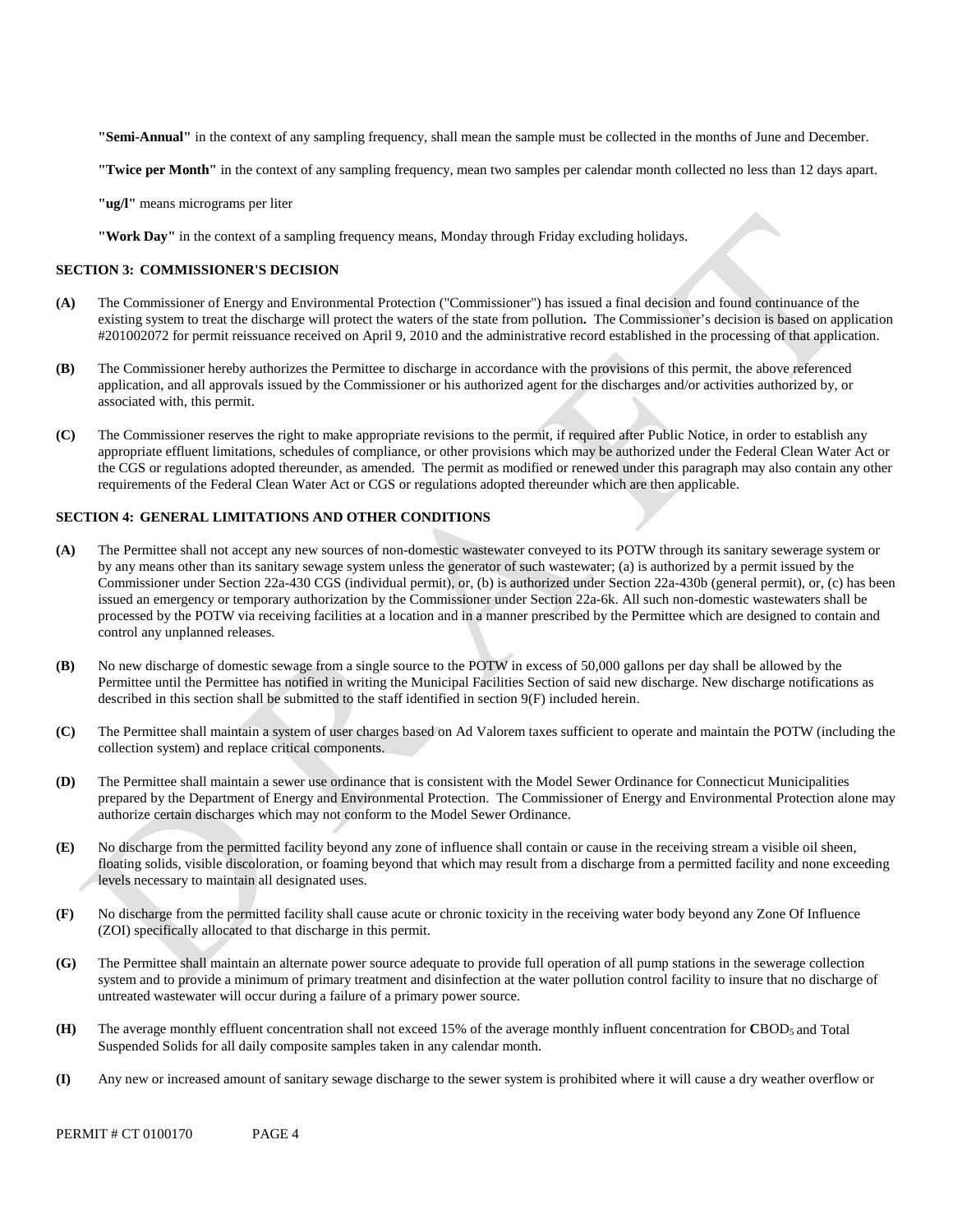**"Semi-Annual"** in the context of any sampling frequency, shall mean the sample must be collected in the months of June and December.

**"Twice per Month"** in the context of any sampling frequency, mean two samples per calendar month collected no less than 12 days apart.

**"ug/l"** means micrograms per liter

**"Work Day"** in the context of a sampling frequency means, Monday through Friday excluding holidays.

## SECTION 3: COMMISSIONER'S DECISION

**(A)** The Commissioner of Energy and Environmental Protection ("Commissioner") has issued a final decision and found continuance of the existing system to treat the discharge will protect the waters of the state from pollution**.** The Commissioner's decision is based on application #201002072 for permit reissuance received on April 9, 2010 and the administrative record established in the processing of that application.

**(B)** The Commissioner hereby authorizes the Permittee to discharge in accordance with the provisions of this permit, the above referenced application, and all approvals issued by the Commissioner or his authorized agent for the discharges and/or activities authorized by, or associated with, this permit.

**(C)** The Commissioner reserves the right to make appropriate revisions to the permit, if required after Public Notice, in order to establish any appropriate effluent limitations, schedules of compliance, or other provisions which may be authorized under the Federal Clean Water Act or the CGS or regulations adopted thereunder, as amended. The permit as modified or renewed under this paragraph may also contain any other requirements of the Federal Clean Water Act or CGS or regulations adopted thereunder which are then applicable.

## SECTION 4: GENERAL LIMITATIONS AND OTHER CONDITIONS

**(A)** The Permittee shall not accept any new sources of non-domestic wastewater conveyed to its POTW through its sanitary sewerage system or by any means other than its sanitary sewage system unless the generator of such wastewater; (a) is authorized by a permit issued by the Commissioner under Section 22a-430 CGS (individual permit), or, (b) is authorized under Section 22a-430b (general permit), or, (c) has been issued an emergency or temporary authorization by the Commissioner under Section 22a-6k. All such non-domestic wastewaters shall be processed by the POTW via receiving facilities at a location and in a manner prescribed by the Permittee which are designed to contain and control any unplanned releases.

**(B)** No new discharge of domestic sewage from a single source to the POTW in excess of 50,000 gallons per day shall be allowed by the Permittee until the Permittee has notified in writing the Municipal Facilities Section of said new discharge. New discharge notifications as described in this section shall be submitted to the staff identified in section 9(F) included herein.

**(C)** The Permittee shall maintain a system of user charges based on Ad Valorem taxes sufficient to operate and maintain the POTW (including the collection system) and replace critical components.

**(D)** The Permittee shall maintain a sewer use ordinance that is consistent with the Model Sewer Ordinance for Connecticut Municipalities prepared by the Department of Energy and Environmental Protection. The Commissioner of Energy and Environmental Protection alone may authorize certain discharges which may not conform to the Model Sewer Ordinance.

**(E)** No discharge from the permitted facility beyond any zone of influence shall contain or cause in the receiving stream a visible oil sheen, floating solids, visible discoloration, or foaming beyond that which may result from a discharge from a permitted facility and none exceeding levels necessary to maintain all designated uses.

**(F)** No discharge from the permitted facility shall cause acute or chronic toxicity in the receiving water body beyond any Zone Of Influence (ZOI) specifically allocated to that discharge in this permit.

**(G)** The Permittee shall maintain an alternate power source adequate to provide full operation of all pump stations in the sewerage collection system and to provide a minimum of primary treatment and disinfection at the water pollution control facility to insure that no discharge of untreated wastewater will occur during a failure of a primary power source.

**(H)** The average monthly effluent concentration shall not exceed 15% of the average monthly influent concentration for **C**$BOD_5$ and Total Suspended Solids for all daily composite samples taken in any calendar month.

**(I)** Any new or increased amount of sanitary sewage discharge to the sewer system is prohibited where it will cause a dry weather overflow or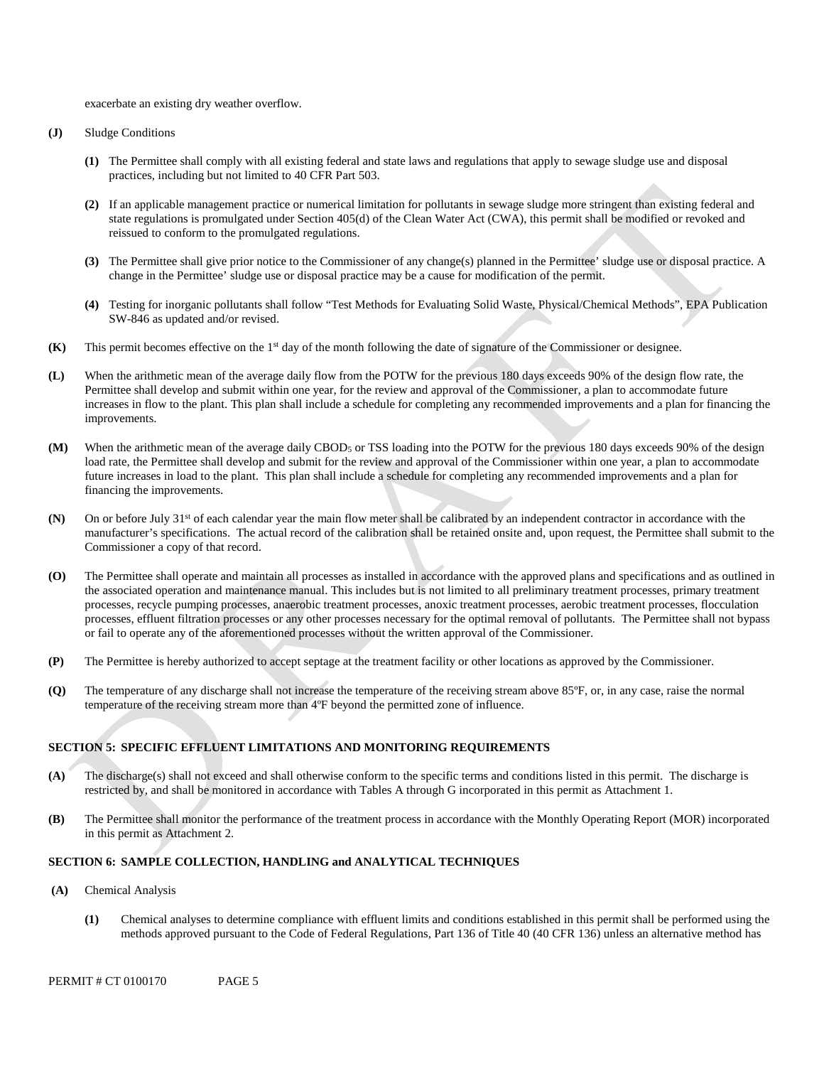exacerbate an existing dry weather overflow.

**(J)** Sludge Conditions

**(1)** The Permittee shall comply with all existing federal and state laws and regulations that apply to sewage sludge use and disposal practices, including but not limited to 40 CFR Part 503.

**(2)** If an applicable management practice or numerical limitation for pollutants in sewage sludge more stringent than existing federal and state regulations is promulgated under Section 405(d) of the Clean Water Act (CWA), this permit shall be modified or revoked and reissued to conform to the promulgated regulations.

**(3)** The Permittee shall give prior notice to the Commissioner of any change(s) planned in the Permittee' sludge use or disposal practice. A change in the Permittee' sludge use or disposal practice may be a cause for modification of the permit.

**(4)** Testing for inorganic pollutants shall follow "Test Methods for Evaluating Solid Waste, Physical/Chemical Methods", EPA Publication SW-846 as updated and/or revised.

**(K)** This permit becomes effective on the 1st day of the month following the date of signature of the Commissioner or designee.

**(L)** When the arithmetic mean of the average daily flow from the POTW for the previous 180 days exceeds 90% of the design flow rate, the Permittee shall develop and submit within one year, for the review and approval of the Commissioner, a plan to accommodate future increases in flow to the plant. This plan shall include a schedule for completing any recommended improvements and a plan for financing the improvements.

**(M)** When the arithmetic mean of the average daily $CBOD_5$ or TSS loading into the POTW for the previous 180 days exceeds 90% of the design load rate, the Permittee shall develop and submit for the review and approval of the Commissioner within one year, a plan to accommodate future increases in load to the plant. This plan shall include a schedule for completing any recommended improvements and a plan for financing the improvements.

**(N)** On or before July 31st of each calendar year the main flow meter shall be calibrated by an independent contractor in accordance with the manufacturer's specifications. The actual record of the calibration shall be retained onsite and, upon request, the Permittee shall submit to the Commissioner a copy of that record.

**(O)** The Permittee shall operate and maintain all processes as installed in accordance with the approved plans and specifications and as outlined in the associated operation and maintenance manual. This includes but is not limited to all preliminary treatment processes, primary treatment processes, recycle pumping processes, anaerobic treatment processes, anoxic treatment processes, aerobic treatment processes, flocculation processes, effluent filtration processes or any other processes necessary for the optimal removal of pollutants. The Permittee shall not bypass or fail to operate any of the aforementioned processes without the written approval of the Commissioner.

**(P)** The Permittee is hereby authorized to accept septage at the treatment facility or other locations as approved by the Commissioner.

**(Q)** The temperature of any discharge shall not increase the temperature of the receiving stream above 85ºF, or, in any case, raise the normal temperature of the receiving stream more than 4ºF beyond the permitted zone of influence.

## SECTION 5: SPECIFIC EFFLUENT LIMITATIONS AND MONITORING REQUIREMENTS

**(A)** The discharge(s) shall not exceed and shall otherwise conform to the specific terms and conditions listed in this permit. The discharge is restricted by, and shall be monitored in accordance with Tables A through G incorporated in this permit as Attachment 1.

**(B)** The Permittee shall monitor the performance of the treatment process in accordance with the Monthly Operating Report (MOR) incorporated in this permit as Attachment 2.

## SECTION 6: SAMPLE COLLECTION, HANDLING and ANALYTICAL TECHNIQUES

**(A)** Chemical Analysis

**(1)** Chemical analyses to determine compliance with effluent limits and conditions established in this permit shall be performed using the methods approved pursuant to the Code of Federal Regulations, Part 136 of Title 40 (40 CFR 136) unless an alternative method has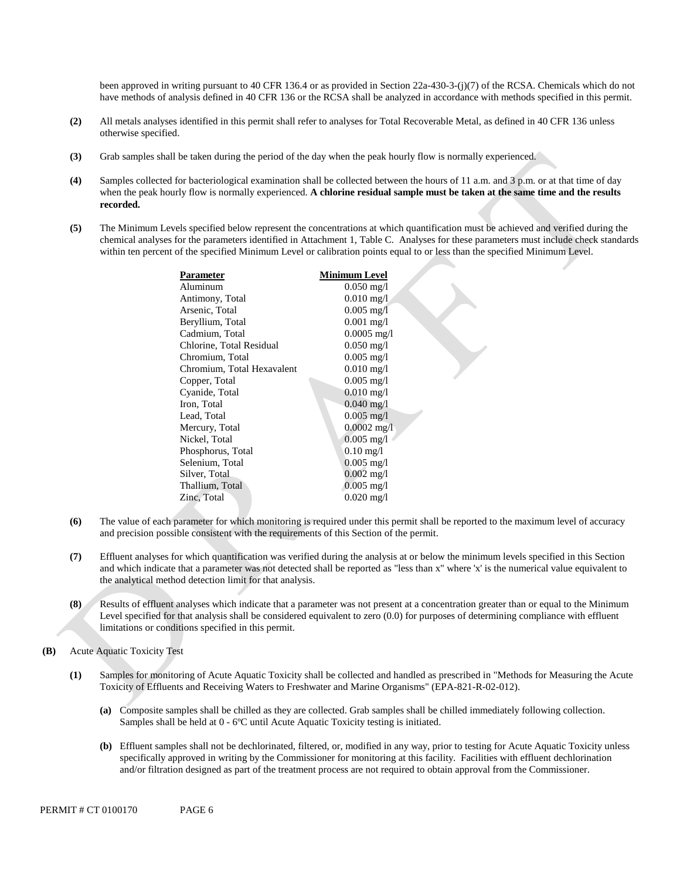been approved in writing pursuant to 40 CFR 136.4 or as provided in Section 22a-430-3-(j)(7) of the RCSA. Chemicals which do not have methods of analysis defined in 40 CFR 136 or the RCSA shall be analyzed in accordance with methods specified in this permit.

**(2)** All metals analyses identified in this permit shall refer to analyses for Total Recoverable Metal, as defined in 40 CFR 136 unless otherwise specified.

**(3)** Grab samples shall be taken during the period of the day when the peak hourly flow is normally experienced.

**(4)** Samples collected for bacteriological examination shall be collected between the hours of 11 a.m. and 3 p.m. or at that time of day when the peak hourly flow is normally experienced. **A chlorine residual sample must be taken at the same time and the results recorded.**

**(5)** The Minimum Levels specified below represent the concentrations at which quantification must be achieved and verified during the chemical analyses for the parameters identified in Attachment 1, Table C. Analyses for these parameters must include check standards within ten percent of the specified Minimum Level or calibration points equal to or less than the specified Minimum Level.

| Parameter | Minimum Level |
|---|---|
| Aluminum | 0.050 mg/l |
| Antimony, Total | 0.010 mg/l |
| Arsenic, Total | 0.005 mg/l |
| Beryllium, Total | 0.001 mg/l |
| Cadmium, Total | 0.0005 mg/l |
| Chlorine, Total Residual | 0.050 mg/l |
| Chromium, Total | 0.005 mg/l |
| Chromium, Total Hexavalent | 0.010 mg/l |
| Copper, Total | 0.005 mg/l |
| Cyanide, Total | 0.010 mg/l |
| Iron, Total | 0.040 mg/l |
| Lead, Total | 0.005 mg/l |
| Mercury, Total | 0.0002 mg/l |
| Nickel, Total | 0.005 mg/l |
| Phosphorus, Total | 0.10 mg/l |
| Selenium, Total | 0.005 mg/l |
| Silver, Total | 0.002 mg/l |
| Thallium, Total | 0.005 mg/l |
| Zinc, Total | 0.020 mg/l |

**(6)** The value of each parameter for which monitoring is required under this permit shall be reported to the maximum level of accuracy and precision possible consistent with the requirements of this Section of the permit.

**(7)** Effluent analyses for which quantification was verified during the analysis at or below the minimum levels specified in this Section and which indicate that a parameter was not detected shall be reported as "less than x" where 'x' is the numerical value equivalent to the analytical method detection limit for that analysis.

**(8)** Results of effluent analyses which indicate that a parameter was not present at a concentration greater than or equal to the Minimum Level specified for that analysis shall be considered equivalent to zero (0.0) for purposes of determining compliance with effluent limitations or conditions specified in this permit.

**(B)** Acute Aquatic Toxicity Test

**(1)** Samples for monitoring of Acute Aquatic Toxicity shall be collected and handled as prescribed in "Methods for Measuring the Acute Toxicity of Effluents and Receiving Waters to Freshwater and Marine Organisms" (EPA-821-R-02-012).

**(a)** Composite samples shall be chilled as they are collected. Grab samples shall be chilled immediately following collection. Samples shall be held at 0 - 6ºC until Acute Aquatic Toxicity testing is initiated.

**(b)** Effluent samples shall not be dechlorinated, filtered, or, modified in any way, prior to testing for Acute Aquatic Toxicity unless specifically approved in writing by the Commissioner for monitoring at this facility. Facilities with effluent dechlorination and/or filtration designed as part of the treatment process are not required to obtain approval from the Commissioner.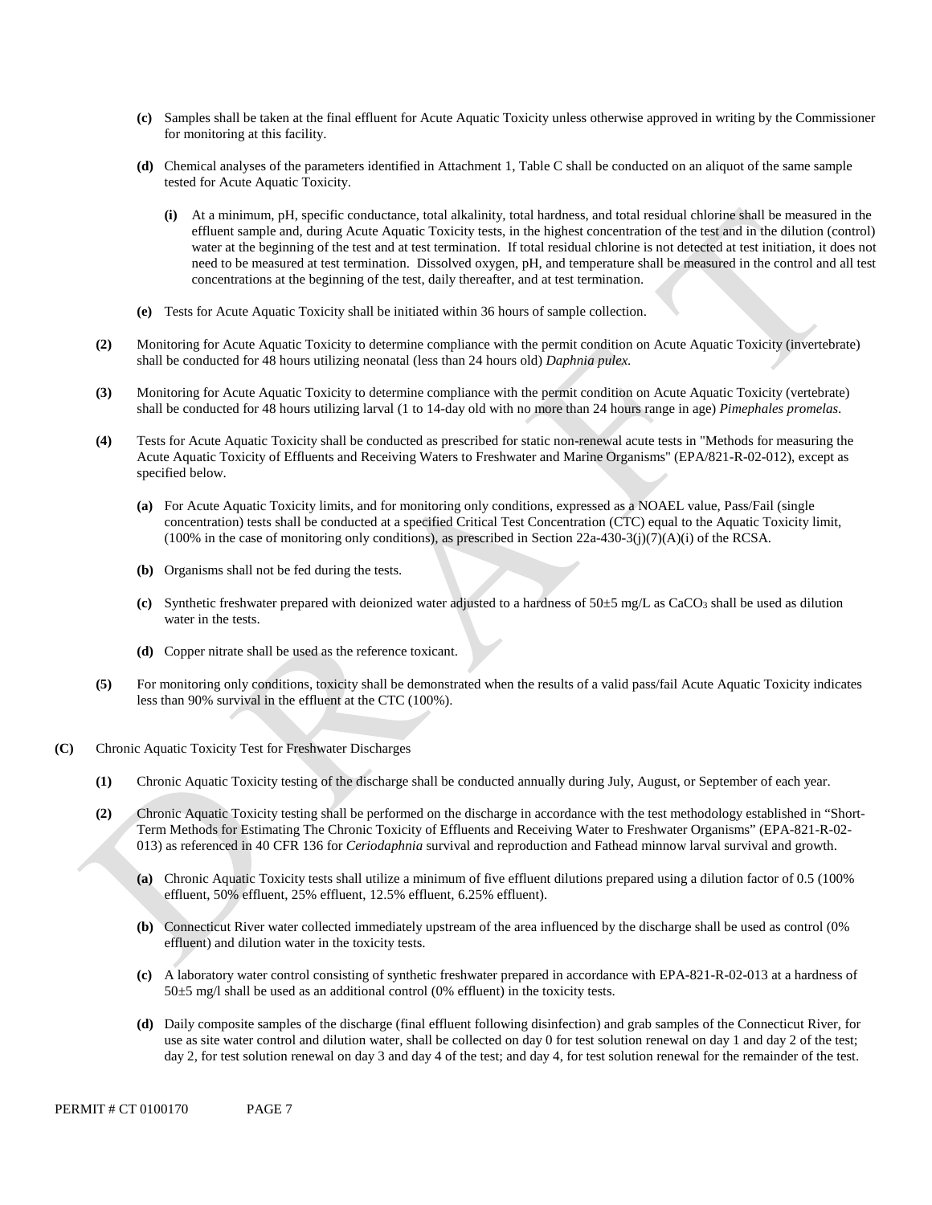**(c)** Samples shall be taken at the final effluent for Acute Aquatic Toxicity unless otherwise approved in writing by the Commissioner for monitoring at this facility.

**(d)** Chemical analyses of the parameters identified in Attachment 1, Table C shall be conducted on an aliquot of the same sample tested for Acute Aquatic Toxicity.

**(i)** At a minimum, pH, specific conductance, total alkalinity, total hardness, and total residual chlorine shall be measured in the effluent sample and, during Acute Aquatic Toxicity tests, in the highest concentration of the test and in the dilution (control) water at the beginning of the test and at test termination. If total residual chlorine is not detected at test initiation, it does not need to be measured at test termination. Dissolved oxygen, pH, and temperature shall be measured in the control and all test concentrations at the beginning of the test, daily thereafter, and at test termination.

**(e)** Tests for Acute Aquatic Toxicity shall be initiated within 36 hours of sample collection.

**(2)** Monitoring for Acute Aquatic Toxicity to determine compliance with the permit condition on Acute Aquatic Toxicity (invertebrate) shall be conducted for 48 hours utilizing neonatal (less than 24 hours old) *Daphnia pulex*.

**(3)** Monitoring for Acute Aquatic Toxicity to determine compliance with the permit condition on Acute Aquatic Toxicity (vertebrate) shall be conducted for 48 hours utilizing larval (1 to 14-day old with no more than 24 hours range in age) *Pimephales promelas*.

**(4)** Tests for Acute Aquatic Toxicity shall be conducted as prescribed for static non-renewal acute tests in "Methods for measuring the Acute Aquatic Toxicity of Effluents and Receiving Waters to Freshwater and Marine Organisms" (EPA/821-R-02-012), except as specified below.

**(a)** For Acute Aquatic Toxicity limits, and for monitoring only conditions, expressed as a NOAEL value, Pass/Fail (single concentration) tests shall be conducted at a specified Critical Test Concentration (CTC) equal to the Aquatic Toxicity limit, (100% in the case of monitoring only conditions), as prescribed in Section 22a-430-3(j)(7)(A)(i) of the RCSA.

**(b)** Organisms shall not be fed during the tests.

**(c)** Synthetic freshwater prepared with deionized water adjusted to a hardness of 50±5 mg/L as $CaCO_3$ shall be used as dilution water in the tests.

**(d)** Copper nitrate shall be used as the reference toxicant.

**(5)** For monitoring only conditions, toxicity shall be demonstrated when the results of a valid pass/fail Acute Aquatic Toxicity indicates less than 90% survival in the effluent at the CTC (100%).

**(C)** Chronic Aquatic Toxicity Test for Freshwater Discharges

**(1)** Chronic Aquatic Toxicity testing of the discharge shall be conducted annually during July, August, or September of each year.

**(2)** Chronic Aquatic Toxicity testing shall be performed on the discharge in accordance with the test methodology established in "Short-Term Methods for Estimating The Chronic Toxicity of Effluents and Receiving Water to Freshwater Organisms" (EPA-821-R-02-013) as referenced in 40 CFR 136 for *Ceriodaphnia* survival and reproduction and Fathead minnow larval survival and growth.

**(a)** Chronic Aquatic Toxicity tests shall utilize a minimum of five effluent dilutions prepared using a dilution factor of 0.5 (100% effluent, 50% effluent, 25% effluent, 12.5% effluent, 6.25% effluent).

**(b)** Connecticut River water collected immediately upstream of the area influenced by the discharge shall be used as control (0% effluent) and dilution water in the toxicity tests.

**(c)** A laboratory water control consisting of synthetic freshwater prepared in accordance with EPA-821-R-02-013 at a hardness of 50±5 mg/l shall be used as an additional control (0% effluent) in the toxicity tests.

**(d)** Daily composite samples of the discharge (final effluent following disinfection) and grab samples of the Connecticut River, for use as site water control and dilution water, shall be collected on day 0 for test solution renewal on day 1 and day 2 of the test; day 2, for test solution renewal on day 3 and day 4 of the test; and day 4, for test solution renewal for the remainder of the test.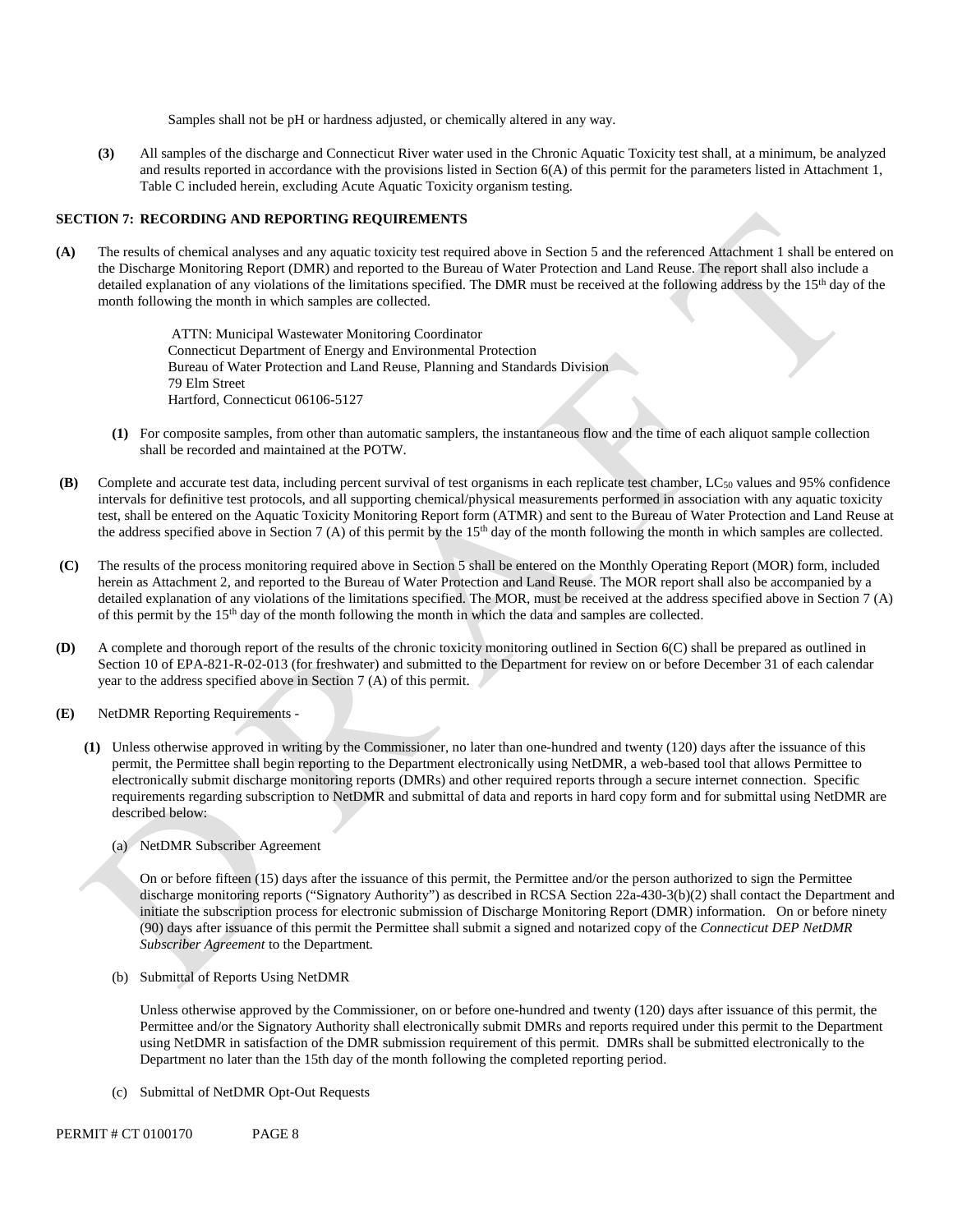Samples shall not be pH or hardness adjusted, or chemically altered in any way.

**(3)** All samples of the discharge and Connecticut River water used in the Chronic Aquatic Toxicity test shall, at a minimum, be analyzed and results reported in accordance with the provisions listed in Section 6(A) of this permit for the parameters listed in Attachment 1, Table C included herein, excluding Acute Aquatic Toxicity organism testing.

## SECTION 7: RECORDING AND REPORTING REQUIREMENTS

**(A)** The results of chemical analyses and any aquatic toxicity test required above in Section 5 and the referenced Attachment 1 shall be entered on the Discharge Monitoring Report (DMR) and reported to the Bureau of Water Protection and Land Reuse. The report shall also include a detailed explanation of any violations of the limitations specified. The DMR must be received at the following address by the 15th day of the month following the month in which samples are collected.

ATTN: Municipal Wastewater Monitoring Coordinator
Connecticut Department of Energy and Environmental Protection
Bureau of Water Protection and Land Reuse, Planning and Standards Division
79 Elm Street
Hartford, Connecticut 06106-5127

**(1)** For composite samples, from other than automatic samplers, the instantaneous flow and the time of each aliquot sample collection shall be recorded and maintained at the POTW.

**(B)** Complete and accurate test data, including percent survival of test organisms in each replicate test chamber, $LC_{50}$ values and 95% confidence intervals for definitive test protocols, and all supporting chemical/physical measurements performed in association with any aquatic toxicity test, shall be entered on the Aquatic Toxicity Monitoring Report form (ATMR) and sent to the Bureau of Water Protection and Land Reuse at the address specified above in Section 7 (A) of this permit by the 15th day of the month following the month in which samples are collected.

**(C)** The results of the process monitoring required above in Section 5 shall be entered on the Monthly Operating Report (MOR) form, included herein as Attachment 2, and reported to the Bureau of Water Protection and Land Reuse. The MOR report shall also be accompanied by a detailed explanation of any violations of the limitations specified. The MOR, must be received at the address specified above in Section 7 (A) of this permit by the 15th day of the month following the month in which the data and samples are collected.

**(D)** A complete and thorough report of the results of the chronic toxicity monitoring outlined in Section 6(C) shall be prepared as outlined in Section 10 of EPA-821-R-02-013 (for freshwater) and submitted to the Department for review on or before December 31 of each calendar year to the address specified above in Section 7 (A) of this permit.

**(E)** NetDMR Reporting Requirements -

**(1)** Unless otherwise approved in writing by the Commissioner, no later than one-hundred and twenty (120) days after the issuance of this permit, the Permittee shall begin reporting to the Department electronically using NetDMR, a web-based tool that allows Permittee to electronically submit discharge monitoring reports (DMRs) and other required reports through a secure internet connection. Specific requirements regarding subscription to NetDMR and submittal of data and reports in hard copy form and for submittal using NetDMR are described below:

(a) NetDMR Subscriber Agreement

On or before fifteen (15) days after the issuance of this permit, the Permittee and/or the person authorized to sign the Permittee discharge monitoring reports ("Signatory Authority") as described in RCSA Section 22a-430-3(b)(2) shall contact the Department and initiate the subscription process for electronic submission of Discharge Monitoring Report (DMR) information. On or before ninety (90) days after issuance of this permit the Permittee shall submit a signed and notarized copy of the *Connecticut DEP NetDMR Subscriber Agreement* to the Department.

(b) Submittal of Reports Using NetDMR

Unless otherwise approved by the Commissioner, on or before one-hundred and twenty (120) days after issuance of this permit, the Permittee and/or the Signatory Authority shall electronically submit DMRs and reports required under this permit to the Department using NetDMR in satisfaction of the DMR submission requirement of this permit. DMRs shall be submitted electronically to the Department no later than the 15th day of the month following the completed reporting period.

(c) Submittal of NetDMR Opt-Out Requests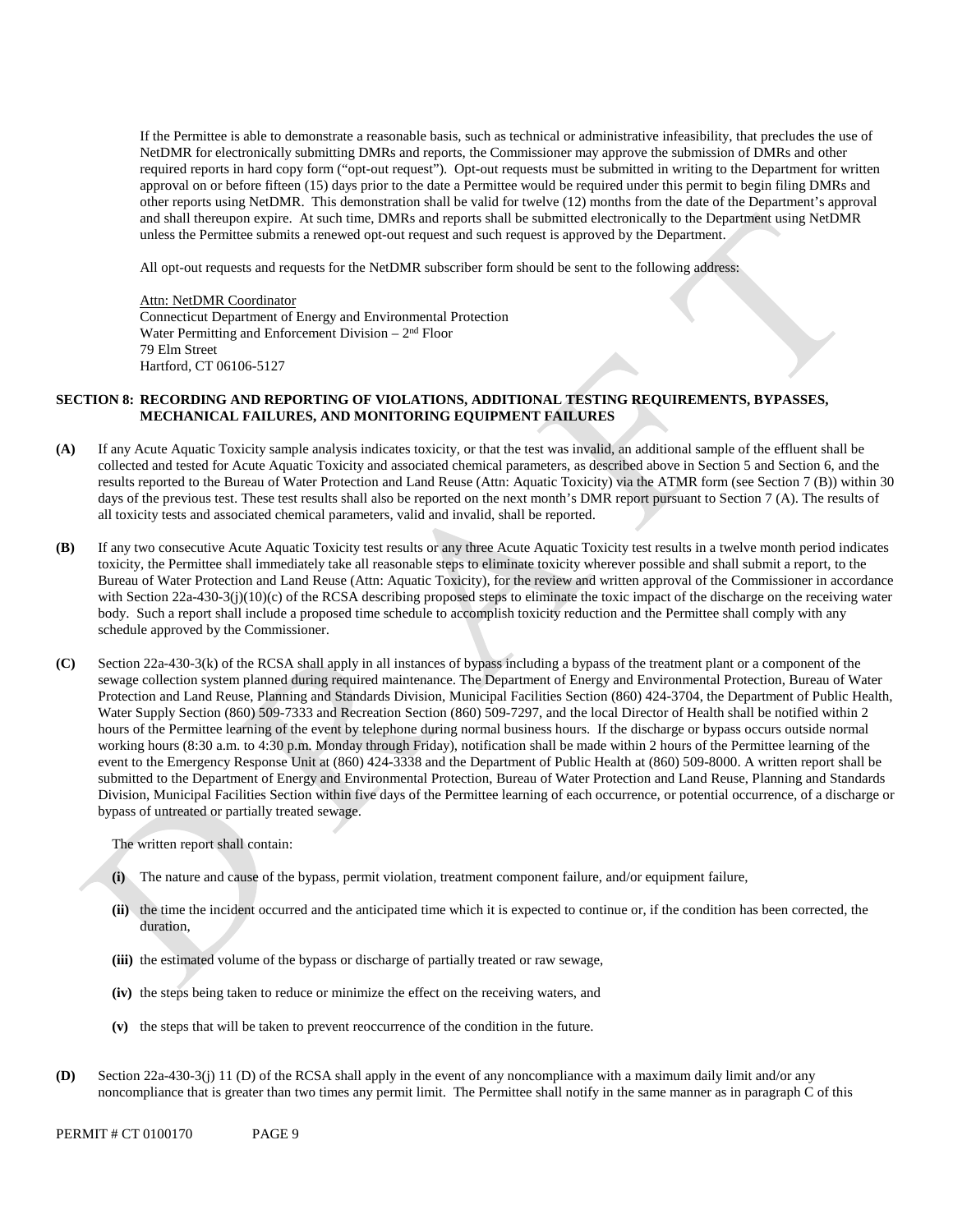If the Permittee is able to demonstrate a reasonable basis, such as technical or administrative infeasibility, that precludes the use of NetDMR for electronically submitting DMRs and reports, the Commissioner may approve the submission of DMRs and other required reports in hard copy form ("opt-out request"). Opt-out requests must be submitted in writing to the Department for written approval on or before fifteen (15) days prior to the date a Permittee would be required under this permit to begin filing DMRs and other reports using NetDMR. This demonstration shall be valid for twelve (12) months from the date of the Department's approval and shall thereupon expire. At such time, DMRs and reports shall be submitted electronically to the Department using NetDMR unless the Permittee submits a renewed opt-out request and such request is approved by the Department.

All opt-out requests and requests for the NetDMR subscriber form should be sent to the following address:

Attn: NetDMR Coordinator
Connecticut Department of Energy and Environmental Protection
Water Permitting and Enforcement Division – 2nd Floor
79 Elm Street
Hartford, CT 06106-5127

**SECTION 8: RECORDING AND REPORTING OF VIOLATIONS, ADDITIONAL TESTING REQUIREMENTS, BYPASSES, MECHANICAL FAILURES, AND MONITORING EQUIPMENT FAILURES**

**(A)** If any Acute Aquatic Toxicity sample analysis indicates toxicity, or that the test was invalid, an additional sample of the effluent shall be collected and tested for Acute Aquatic Toxicity and associated chemical parameters, as described above in Section 5 and Section 6, and the results reported to the Bureau of Water Protection and Land Reuse (Attn: Aquatic Toxicity) via the ATMR form (see Section 7 (B)) within 30 days of the previous test. These test results shall also be reported on the next month's DMR report pursuant to Section 7 (A). The results of all toxicity tests and associated chemical parameters, valid and invalid, shall be reported.

**(B)** If any two consecutive Acute Aquatic Toxicity test results or any three Acute Aquatic Toxicity test results in a twelve month period indicates toxicity, the Permittee shall immediately take all reasonable steps to eliminate toxicity wherever possible and shall submit a report, to the Bureau of Water Protection and Land Reuse (Attn: Aquatic Toxicity), for the review and written approval of the Commissioner in accordance with Section 22a-430-3(j)(10)(c) of the RCSA describing proposed steps to eliminate the toxic impact of the discharge on the receiving water body. Such a report shall include a proposed time schedule to accomplish toxicity reduction and the Permittee shall comply with any schedule approved by the Commissioner.

**(C)** Section 22a-430-3(k) of the RCSA shall apply in all instances of bypass including a bypass of the treatment plant or a component of the sewage collection system planned during required maintenance. The Department of Energy and Environmental Protection, Bureau of Water Protection and Land Reuse, Planning and Standards Division, Municipal Facilities Section (860) 424-3704, the Department of Public Health, Water Supply Section (860) 509-7333 and Recreation Section (860) 509-7297, and the local Director of Health shall be notified within 2 hours of the Permittee learning of the event by telephone during normal business hours. If the discharge or bypass occurs outside normal working hours (8:30 a.m. to 4:30 p.m. Monday through Friday), notification shall be made within 2 hours of the Permittee learning of the event to the Emergency Response Unit at (860) 424-3338 and the Department of Public Health at (860) 509-8000. A written report shall be submitted to the Department of Energy and Environmental Protection, Bureau of Water Protection and Land Reuse, Planning and Standards Division, Municipal Facilities Section within five days of the Permittee learning of each occurrence, or potential occurrence, of a discharge or bypass of untreated or partially treated sewage.

The written report shall contain:

**(i)** The nature and cause of the bypass, permit violation, treatment component failure, and/or equipment failure,

**(ii)** the time the incident occurred and the anticipated time which it is expected to continue or, if the condition has been corrected, the duration,

**(iii)** the estimated volume of the bypass or discharge of partially treated or raw sewage,

**(iv)** the steps being taken to reduce or minimize the effect on the receiving waters, and

**(v)** the steps that will be taken to prevent reoccurrence of the condition in the future.

**(D)** Section 22a-430-3(j) 11 (D) of the RCSA shall apply in the event of any noncompliance with a maximum daily limit and/or any noncompliance that is greater than two times any permit limit. The Permittee shall notify in the same manner as in paragraph C of this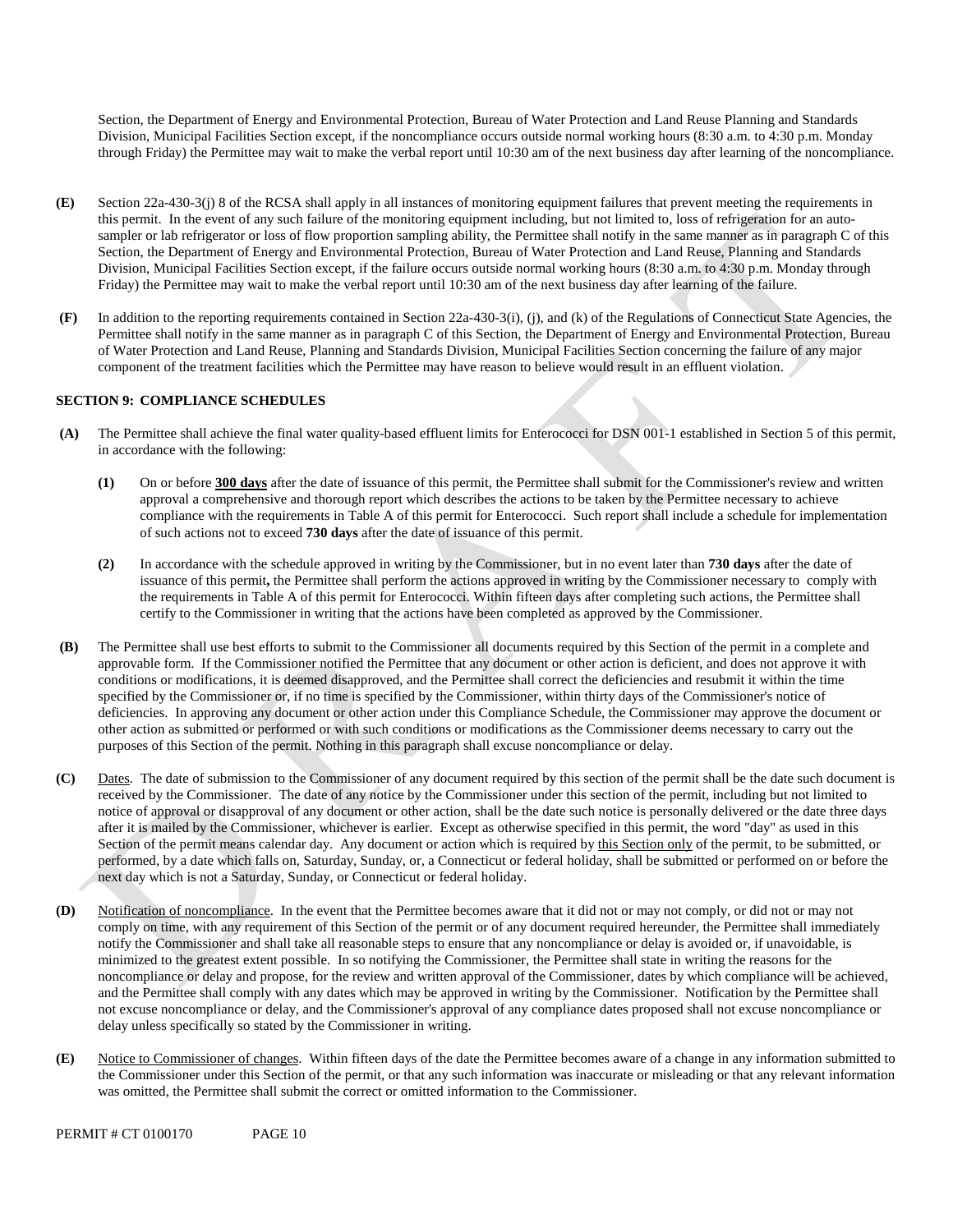Section, the Department of Energy and Environmental Protection, Bureau of Water Protection and Land Reuse Planning and Standards Division, Municipal Facilities Section except, if the noncompliance occurs outside normal working hours (8:30 a.m. to 4:30 p.m. Monday through Friday) the Permittee may wait to make the verbal report until 10:30 am of the next business day after learning of the noncompliance.

**(E)** Section 22a-430-3(j) 8 of the RCSA shall apply in all instances of monitoring equipment failures that prevent meeting the requirements in this permit. In the event of any such failure of the monitoring equipment including, but not limited to, loss of refrigeration for an auto-sampler or lab refrigerator or loss of flow proportion sampling ability, the Permittee shall notify in the same manner as in paragraph C of this Section, the Department of Energy and Environmental Protection, Bureau of Water Protection and Land Reuse, Planning and Standards Division, Municipal Facilities Section except, if the failure occurs outside normal working hours (8:30 a.m. to 4:30 p.m. Monday through Friday) the Permittee may wait to make the verbal report until 10:30 am of the next business day after learning of the failure.

**(F)** In addition to the reporting requirements contained in Section 22a-430-3(i), (j), and (k) of the Regulations of Connecticut State Agencies, the Permittee shall notify in the same manner as in paragraph C of this Section, the Department of Energy and Environmental Protection, Bureau of Water Protection and Land Reuse, Planning and Standards Division, Municipal Facilities Section concerning the failure of any major component of the treatment facilities which the Permittee may have reason to believe would result in an effluent violation.

## SECTION 9: COMPLIANCE SCHEDULES

**(A)** The Permittee shall achieve the final water quality-based effluent limits for Enterococci for DSN 001-1 established in Section 5 of this permit, in accordance with the following:

- **(1)** On or before **300 days** after the date of issuance of this permit, the Permittee shall submit for the Commissioner's review and written approval a comprehensive and thorough report which describes the actions to be taken by the Permittee necessary to achieve compliance with the requirements in Table A of this permit for Enterococci. Such report shall include a schedule for implementation of such actions not to exceed **730 days** after the date of issuance of this permit.

- **(2)** In accordance with the schedule approved in writing by the Commissioner, but in no event later than **730 days** after the date of issuance of this permit**,** the Permittee shall perform the actions approved in writing by the Commissioner necessary to comply with the requirements in Table A of this permit for Enterococci. Within fifteen days after completing such actions, the Permittee shall certify to the Commissioner in writing that the actions have been completed as approved by the Commissioner.

**(B)** The Permittee shall use best efforts to submit to the Commissioner all documents required by this Section of the permit in a complete and approvable form. If the Commissioner notified the Permittee that any document or other action is deficient, and does not approve it with conditions or modifications, it is deemed disapproved, and the Permittee shall correct the deficiencies and resubmit it within the time specified by the Commissioner or, if no time is specified by the Commissioner, within thirty days of the Commissioner's notice of deficiencies. In approving any document or other action under this Compliance Schedule, the Commissioner may approve the document or other action as submitted or performed or with such conditions or modifications as the Commissioner deems necessary to carry out the purposes of this Section of the permit. Nothing in this paragraph shall excuse noncompliance or delay.

**(C)** Dates. The date of submission to the Commissioner of any document required by this section of the permit shall be the date such document is received by the Commissioner. The date of any notice by the Commissioner under this section of the permit, including but not limited to notice of approval or disapproval of any document or other action, shall be the date such notice is personally delivered or the date three days after it is mailed by the Commissioner, whichever is earlier. Except as otherwise specified in this permit, the word "day" as used in this Section of the permit means calendar day. Any document or action which is required by this Section only of the permit, to be submitted, or performed, by a date which falls on, Saturday, Sunday, or, a Connecticut or federal holiday, shall be submitted or performed on or before the next day which is not a Saturday, Sunday, or Connecticut or federal holiday.

**(D)** Notification of noncompliance. In the event that the Permittee becomes aware that it did not or may not comply, or did not or may not comply on time, with any requirement of this Section of the permit or of any document required hereunder, the Permittee shall immediately notify the Commissioner and shall take all reasonable steps to ensure that any noncompliance or delay is avoided or, if unavoidable, is minimized to the greatest extent possible. In so notifying the Commissioner, the Permittee shall state in writing the reasons for the noncompliance or delay and propose, for the review and written approval of the Commissioner, dates by which compliance will be achieved, and the Permittee shall comply with any dates which may be approved in writing by the Commissioner. Notification by the Permittee shall not excuse noncompliance or delay, and the Commissioner's approval of any compliance dates proposed shall not excuse noncompliance or delay unless specifically so stated by the Commissioner in writing.

**(E)** Notice to Commissioner of changes. Within fifteen days of the date the Permittee becomes aware of a change in any information submitted to the Commissioner under this Section of the permit, or that any such information was inaccurate or misleading or that any relevant information was omitted, the Permittee shall submit the correct or omitted information to the Commissioner.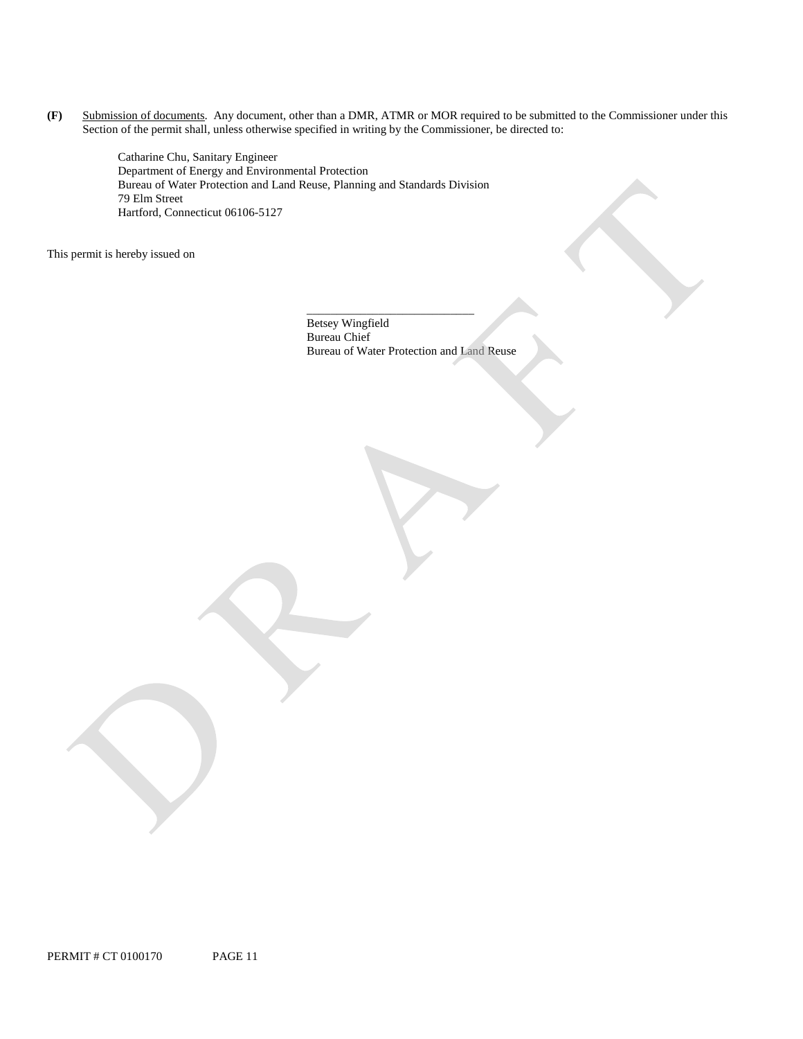**(F)** Submission of documents. Any document, other than a DMR, ATMR or MOR required to be submitted to the Commissioner under this Section of the permit shall, unless otherwise specified in writing by the Commissioner, be directed to:

Catharine Chu, Sanitary Engineer
Department of Energy and Environmental Protection
Bureau of Water Protection and Land Reuse, Planning and Standards Division
79 Elm Street
Hartford, Connecticut 06106-5127

This permit is hereby issued on

\_\_\_\_\_\_\_\_\_\_\_\_\_\_\_\_\_\_\_\_\_\_\_\_\_\_\_\_
Betsey Wingfield
Bureau Chief
Bureau of Water Protection and Land Reuse

PERMIT # CT 0100170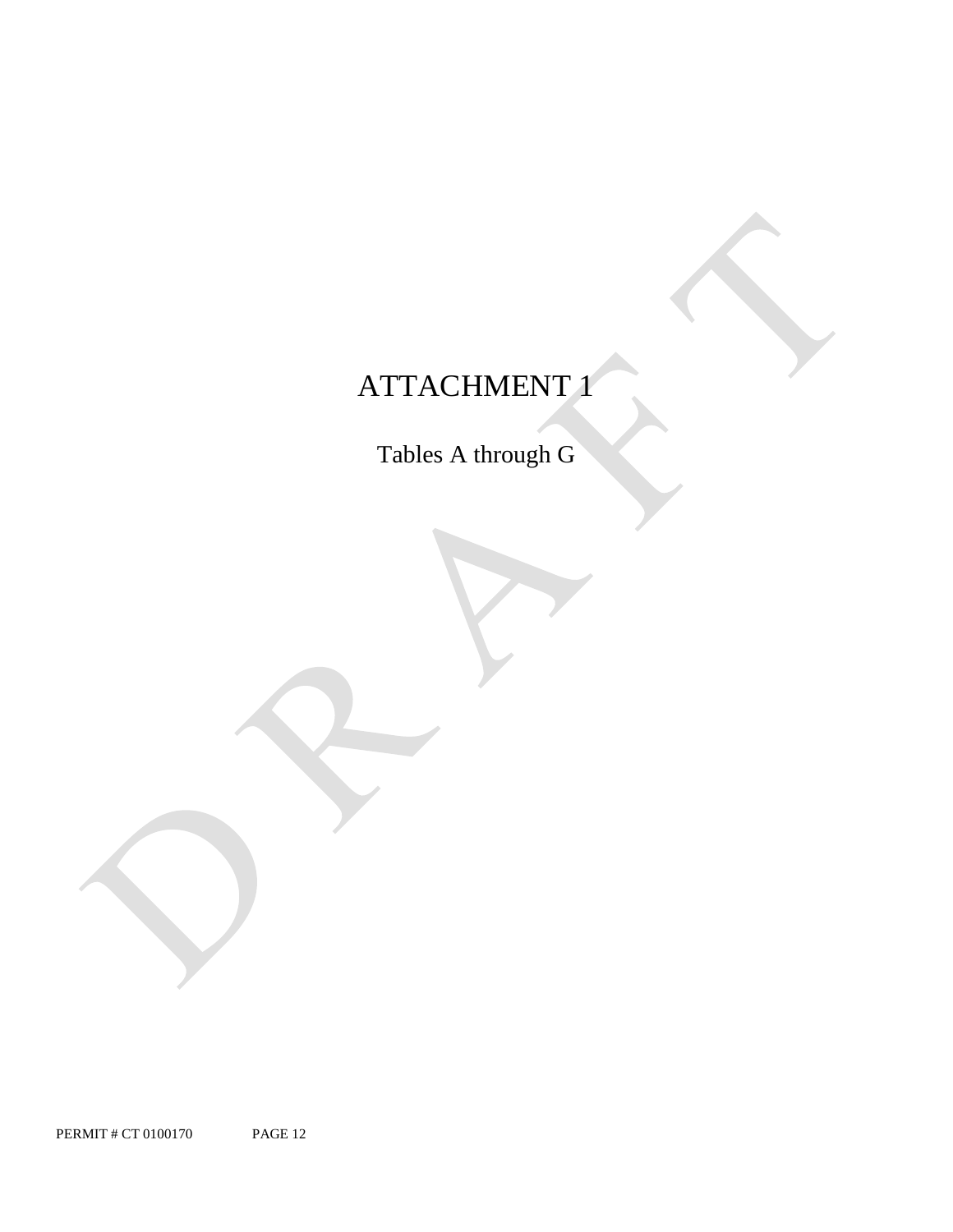# ATTACHMENT 1

Tables A through G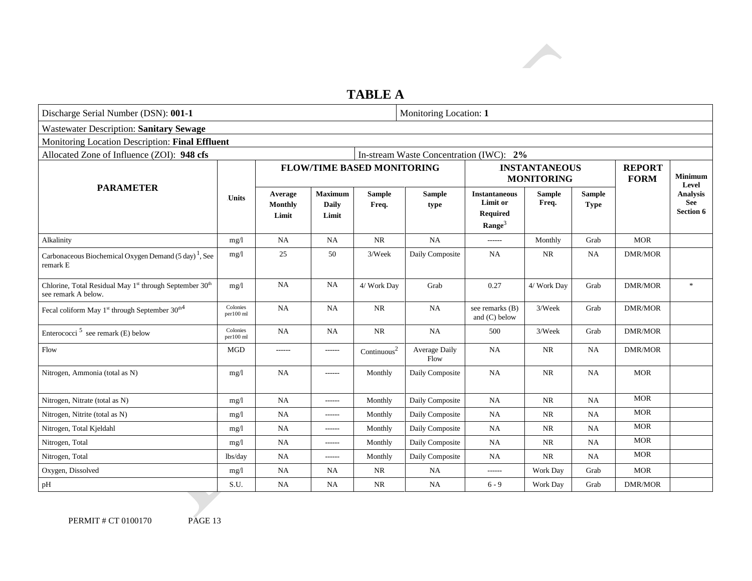# TABLE A

| Discharge Serial Number (DSN): **001-1** | | | | | | Monitoring Location: **1** | | | | |
|---|---|---|---|---|---|---|---|---|---|---|
| Wastewater Description: **Sanitary Sewage** | | | | | | | | | | |
| Monitoring Location Description: **Final Effluent** | | | | | | | | | | |
| Allocated Zone of Influence (ZOI): **948 cfs** | | | | | In-stream Waste Concentration (IWC): **2%** | | | | | |
| **PARAMETER** | **Units** | **FLOW/TIME BASED MONITORING** | | | | **INSTANTANEOUS MONITORING** | | | **REPORT FORM** | **Minimum Level Analysis See Section 6** |
| | | **Average Monthly Limit** | **Maximum Daily Limit** | **Sample Freq.** | **Sample type** | **Instantaneous Limit or Required Range**[3] | **Sample Freq.** | **Sample Type** | | |
| Alkalinity | mg/l | NA | NA | NR | NA | ------ | Monthly | Grab | MOR | |
| Carbonaceous Biochemical Oxygen Demand (5 day)[1], See remark E | mg/l | 25 | 50 | 3/Week | Daily Composite | NA | NR | NA | DMR/MOR | |
| Chlorine, Total Residual May 1st through September 30th see remark A below. | mg/l | NA | NA | 4/ Work Day | Grab | 0.27 | 4/ Work Day | Grab | DMR/MOR | * |
| Fecal coliform May 1st through September 30th[4] | Colonies per100 ml | NA | NA | NR | NA | see remarks (B) and (C) below | 3/Week | Grab | DMR/MOR | |
| Enterococci[5] see remark (E) below | Colonies per100 ml | NA | NA | NR | NA | 500 | 3/Week | Grab | DMR/MOR | |
| Flow | MGD | ------ | ------ | Continuous[2] | Average Daily Flow | NA | NR | NA | DMR/MOR | |
| Nitrogen, Ammonia (total as N) | mg/l | NA | ------ | Monthly | Daily Composite | NA | NR | NA | MOR | |
| Nitrogen, Nitrate (total as N) | mg/l | NA | ------ | Monthly | Daily Composite | NA | NR | NA | MOR | |
| Nitrogen, Nitrite (total as N) | mg/l | NA | ------ | Monthly | Daily Composite | NA | NR | NA | MOR | |
| Nitrogen, Total Kjeldahl | mg/l | NA | ------ | Monthly | Daily Composite | NA | NR | NA | MOR | |
| Nitrogen, Total | mg/l | NA | ------ | Monthly | Daily Composite | NA | NR | NA | MOR | |
| Nitrogen, Total | lbs/day | NA | ------ | Monthly | Daily Composite | NA | NR | NA | MOR | |
| Oxygen, Dissolved | mg/l | NA | NA | NR | NA | ------ | Work Day | Grab | MOR | |
| pH | S.U. | NA | NA | NR | NA | 6 - 9 | Work Day | Grab | DMR/MOR | |

PERMIT # CT 0100170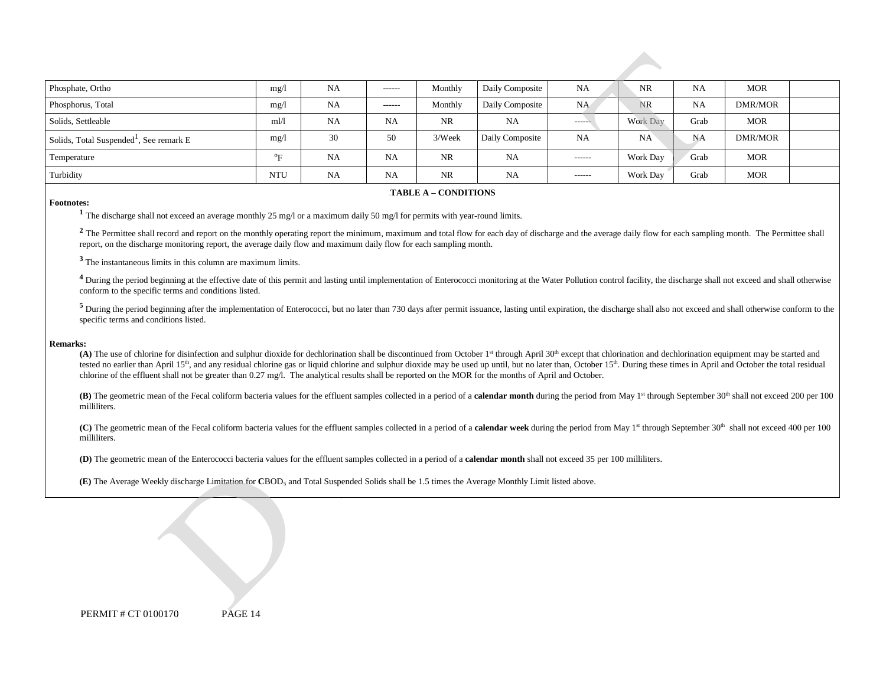| | | | | | | | | | | |
|---|---|---|---|---|---|---|---|---|---|---|
| Phosphate, Ortho | mg/l | NA | ------ | Monthly | Daily Composite | NA | NR | NA | MOR | |
| Phosphorus, Total | mg/l | NA | ------ | Monthly | Daily Composite | NA | NR | NA | DMR/MOR | |
| Solids, Settleable | ml/l | NA | NA | NR | NA | ------ | Work Day | Grab | MOR | |
| Solids, Total Suspended[1], See remark E | mg/l | 30 | 50 | 3/Week | Daily Composite | NA | NA | NA | DMR/MOR | |
| Temperature | °F | NA | NA | NR | NA | ------ | Work Day | Grab | MOR | |
| Turbidity | NTU | NA | NA | NR | NA | ------ | Work Day | Grab | MOR | |

**TABLE A – CONDITIONS**

**Footnotes:**

[1] The discharge shall not exceed an average monthly 25 mg/l or a maximum daily 50 mg/l for permits with year-round limits.

[2] The Permittee shall record and report on the monthly operating report the minimum, maximum and total flow for each day of discharge and the average daily flow for each sampling month. The Permittee shall report, on the discharge monitoring report, the average daily flow and maximum daily flow for each sampling month.

[3] The instantaneous limits in this column are maximum limits.

[4] During the period beginning at the effective date of this permit and lasting until implementation of Enterococci monitoring at the Water Pollution control facility, the discharge shall not exceed and shall otherwise conform to the specific terms and conditions listed.

[5] During the period beginning after the implementation of Enterococci, but no later than 730 days after permit issuance, lasting until expiration, the discharge shall also not exceed and shall otherwise conform to the specific terms and conditions listed.

**Remarks:**

**(A)** The use of chlorine for disinfection and sulphur dioxide for dechlorination shall be discontinued from October 1st through April 30th except that chlorination and dechlorination equipment may be started and tested no earlier than April 15th, and any residual chlorine gas or liquid chlorine and sulphur dioxide may be used up until, but no later than, October 15th. During these times in April and October the total residual chlorine of the effluent shall not be greater than 0.27 mg/l. The analytical results shall be reported on the MOR for the months of April and October.

**(B)** The geometric mean of the Fecal coliform bacteria values for the effluent samples collected in a period of a **calendar month** during the period from May 1st through September 30th shall not exceed 200 per 100 milliliters.

**(C)** The geometric mean of the Fecal coliform bacteria values for the effluent samples collected in a period of a **calendar week** during the period from May 1st through September 30th shall not exceed 400 per 100 milliliters.

**(D)** The geometric mean of the Enterococci bacteria values for the effluent samples collected in a period of a **calendar month** shall not exceed 35 per 100 milliliters.

**(E)** The Average Weekly discharge Limitation for **C**$BOD_5$ and Total Suspended Solids shall be 1.5 times the Average Monthly Limit listed above.

PERMIT # CT 0100170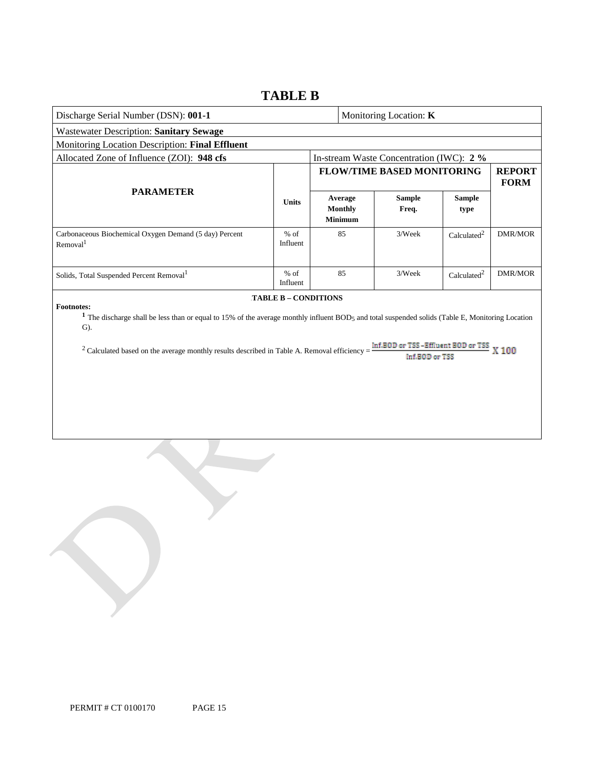# TABLE B

| Discharge Serial Number (DSN): **001-1** | | Monitoring Location: **K** | | | |
|---|---|---|---|---|---|
| Wastewater Description: **Sanitary Sewage** | | | | | |
| Monitoring Location Description: **Final Effluent** | | | | | |
| Allocated Zone of Influence (ZOI): **948 cfs** | | In-stream Waste Concentration (IWC): **2 %** | | | |
| **PARAMETER** | **Units** | **FLOW/TIME BASED MONITORING** | | | **REPORT FORM** |
| | | **Average Monthly Minimum** | **Sample Freq.** | **Sample type** | |
| Carbonaceous Biochemical Oxygen Demand (5 day) Percent Removal[1] | % of Influent | 85 | 3/Week | Calculated[2] | DMR/MOR |
| Solids, Total Suspended Percent Removal[1] | % of Influent | 85 | 3/Week | Calculated[2] | DMR/MOR |

**TABLE B – CONDITIONS**

**Footnotes:**

[1] The discharge shall be less than or equal to 15% of the average monthly influent $BOD_5$ and total suspended solids (Table E, Monitoring Location G).

[2] Calculated based on the average monthly results described in Table A. Removal efficiency = $\frac{\text{Inf.BOD or TSS} - \text{Effluent BOD or TSS}}{\text{Inf.BOD or TSS}} \times 100$

PERMIT # CT 0100170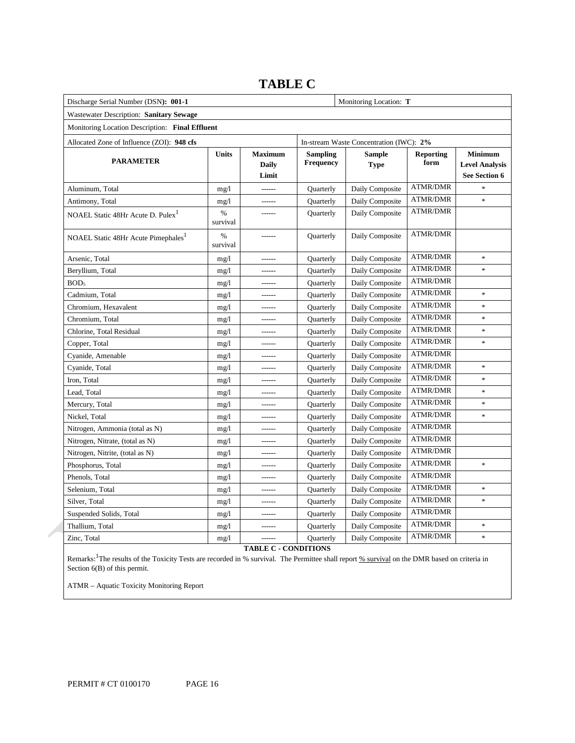# TABLE C

| Discharge Serial Number (DSN): **001-1** | | | | Monitoring Location: **T** | | |
|---|---|---|---|---|---|---|
| Wastewater Description: **Sanitary Sewage** | | | | | | |
| Monitoring Location Description: **Final Effluent** | | | | | | |
| Allocated Zone of Influence (ZOI): **948 cfs** | | | In-stream Waste Concentration (IWC): **2%** | | | |
| **PARAMETER** | **Units** | **Maximum Daily Limit** | **Sampling Frequency** | **Sample Type** | **Reporting form** | **Minimum Level Analysis See Section 6** |
| Aluminum, Total | mg/l | ------ | Quarterly | Daily Composite | ATMR/DMR | * |
| Antimony, Total | mg/l | ------ | Quarterly | Daily Composite | ATMR/DMR | * |
| NOAEL Static 48Hr Acute D. Pulex[1] | % survival | ------ | Quarterly | Daily Composite | ATMR/DMR | |
| NOAEL Static 48Hr Acute Pimephales[1] | % survival | ------ | Quarterly | Daily Composite | ATMR/DMR | |
| Arsenic, Total | mg/l | ------ | Quarterly | Daily Composite | ATMR/DMR | * |
| Beryllium, Total | mg/l | ------ | Quarterly | Daily Composite | ATMR/DMR | * |
| $BOD_5$ | mg/l | ------ | Quarterly | Daily Composite | ATMR/DMR | |
| Cadmium, Total | mg/l | ------ | Quarterly | Daily Composite | ATMR/DMR | * |
| Chromium, Hexavalent | mg/l | ------ | Quarterly | Daily Composite | ATMR/DMR | * |
| Chromium, Total | mg/l | ------ | Quarterly | Daily Composite | ATMR/DMR | * |
| Chlorine, Total Residual | mg/l | ------ | Quarterly | Daily Composite | ATMR/DMR | * |
| Copper, Total | mg/l | ------ | Quarterly | Daily Composite | ATMR/DMR | * |
| Cyanide, Amenable | mg/l | ------ | Quarterly | Daily Composite | ATMR/DMR | |
| Cyanide, Total | mg/l | ------ | Quarterly | Daily Composite | ATMR/DMR | * |
| Iron, Total | mg/l | ------ | Quarterly | Daily Composite | ATMR/DMR | * |
| Lead, Total | mg/l | ------ | Quarterly | Daily Composite | ATMR/DMR | * |
| Mercury, Total | mg/l | ------ | Quarterly | Daily Composite | ATMR/DMR | * |
| Nickel, Total | mg/l | ------ | Quarterly | Daily Composite | ATMR/DMR | * |
| Nitrogen, Ammonia (total as N) | mg/l | ------ | Quarterly | Daily Composite | ATMR/DMR | |
| Nitrogen, Nitrate, (total as N) | mg/l | ------ | Quarterly | Daily Composite | ATMR/DMR | |
| Nitrogen, Nitrite, (total as N) | mg/l | ------ | Quarterly | Daily Composite | ATMR/DMR | |
| Phosphorus, Total | mg/l | ------ | Quarterly | Daily Composite | ATMR/DMR | * |
| Phenols, Total | mg/l | ------ | Quarterly | Daily Composite | ATMR/DMR | |
| Selenium, Total | mg/l | ------ | Quarterly | Daily Composite | ATMR/DMR | * |
| Silver, Total | mg/l | ------ | Quarterly | Daily Composite | ATMR/DMR | * |
| Suspended Solids, Total | mg/l | ------ | Quarterly | Daily Composite | ATMR/DMR | |
| Thallium, Total | mg/l | ------ | Quarterly | Daily Composite | ATMR/DMR | * |
| Zinc, Total | mg/l | ------ | Quarterly | Daily Composite | ATMR/DMR | * |

**TABLE C - CONDITIONS**

Remarks:[1]The results of the Toxicity Tests are recorded in % survival. The Permittee shall report <u>% survival</u> on the DMR based on criteria in Section 6(B) of this permit.

ATMR – Aquatic Toxicity Monitoring Report

PERMIT # CT 0100170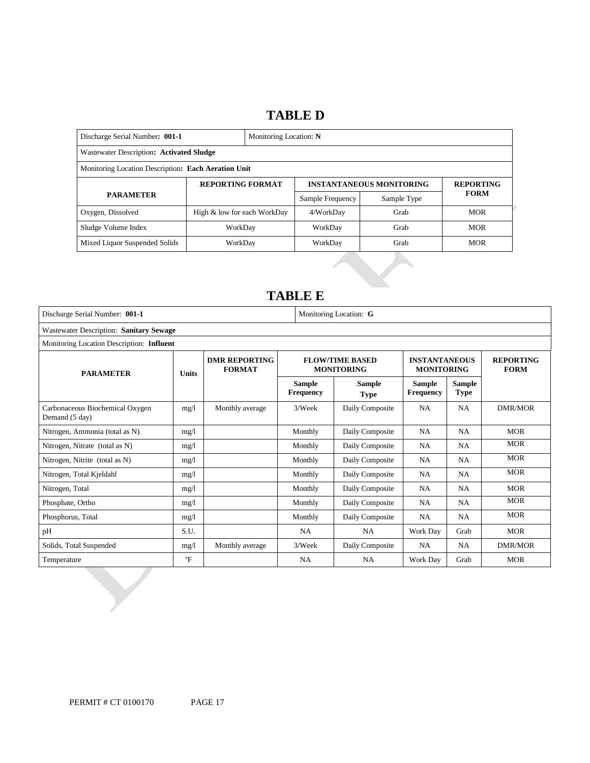## TABLE D

| Discharge Serial Number: **001-1** | Monitoring Location: **N** | | | |
|---|---|---|---|---|
| Wastewater Description**: Activated Sludge** | | | | |
| Monitoring Location Description**: Each Aeration Unit** | | | | |
| **PARAMETER** | **REPORTING FORMAT** | **INSTANTANEOUS MONITORING** | | **REPORTING FORM** |
| | | Sample Frequency | Sample Type | |
| Oxygen, Dissolved | High & low for each WorkDay | 4/WorkDay | Grab | MOR |
| Sludge Volume Index | WorkDay | WorkDay | Grab | MOR |
| Mixed Liquor Suspended Solids | WorkDay | WorkDay | Grab | MOR |

## TABLE E

| Discharge Serial Number: **001-1** | | | Monitoring Location: **G** | | | | |
|---|---|---|---|---|---|---|---|
| Wastewater Description: **Sanitary Sewage** | | | | | | | |
| Monitoring Location Description: **Influent** | | | | | | | |
| **PARAMETER** | **Units** | **DMR REPORTING FORMAT** | **FLOW/TIME BASED MONITORING** | | **INSTANTANEOUS MONITORING** | | **REPORTING FORM** |
| | | | **Sample Frequency** | **Sample Type** | **Sample Frequency** | **Sample Type** | |
| Carbonaceous Biochemical Oxygen Demand (5 day) | mg/l | Monthly average | 3/Week | Daily Composite | NA | NA | DMR/MOR |
| Nitrogen, Ammonia (total as N) | mg/l | | Monthly | Daily Composite | NA | NA | MOR |
| Nitrogen, Nitrate (total as N) | mg/l | | Monthly | Daily Composite | NA | NA | MOR |
| Nitrogen, Nitrite (total as N) | mg/l | | Monthly | Daily Composite | NA | NA | MOR |
| Nitrogen, Total Kjeldahl | mg/l | | Monthly | Daily Composite | NA | NA | MOR |
| Nitrogen, Total | mg/l | | Monthly | Daily Composite | NA | NA | MOR |
| Phosphate, Ortho | mg/l | | Monthly | Daily Composite | NA | NA | MOR |
| Phosphorus, Total | mg/l | | Monthly | Daily Composite | NA | NA | MOR |
| pH | S.U. | | NA | NA | Work Day | Grab | MOR |
| Solids, Total Suspended | mg/l | Monthly average | 3/Week | Daily Composite | NA | NA | DMR/MOR |
| Temperature | °F | | NA | NA | Work Day | Grab | MOR |

PERMIT # CT 0100170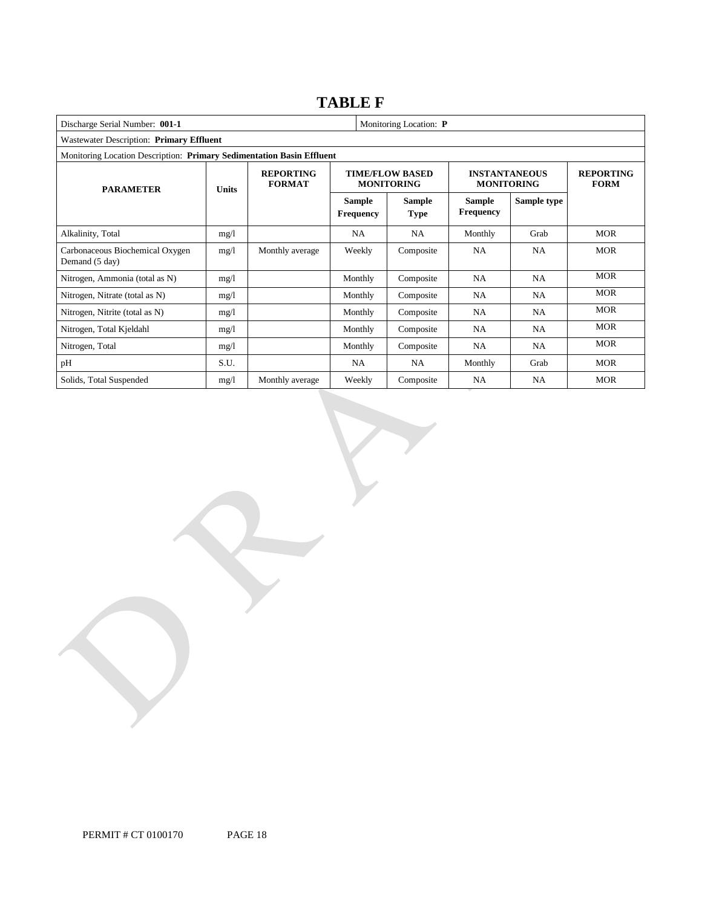# TABLE F

| Discharge Serial Number: **001-1** | | | | Monitoring Location: **P** | | | |
|---|---|---|---|---|---|---|---|
| Wastewater Description: **Primary Effluent** | | | | | | | |
| Monitoring Location Description: **Primary Sedimentation Basin Effluent** | | | | | | | |
| **PARAMETER** | **Units** | **REPORTING FORMAT** | **TIME/FLOW BASED MONITORING** | | **INSTANTANEOUS MONITORING** | | **REPORTING FORM** |
| | | | **Sample Frequency** | **Sample Type** | **Sample Frequency** | **Sample type** | |
| Alkalinity, Total | mg/l | | NA | NA | Monthly | Grab | MOR |
| Carbonaceous Biochemical Oxygen Demand (5 day) | mg/l | Monthly average | Weekly | Composite | NA | NA | MOR |
| Nitrogen, Ammonia (total as N) | mg/l | | Monthly | Composite | NA | NA | MOR |
| Nitrogen, Nitrate (total as N) | mg/l | | Monthly | Composite | NA | NA | MOR |
| Nitrogen, Nitrite (total as N) | mg/l | | Monthly | Composite | NA | NA | MOR |
| Nitrogen, Total Kjeldahl | mg/l | | Monthly | Composite | NA | NA | MOR |
| Nitrogen, Total | mg/l | | Monthly | Composite | NA | NA | MOR |
| pH | S.U. | | NA | NA | Monthly | Grab | MOR |
| Solids, Total Suspended | mg/l | Monthly average | Weekly | Composite | NA | NA | MOR |

PERMIT # CT 0100170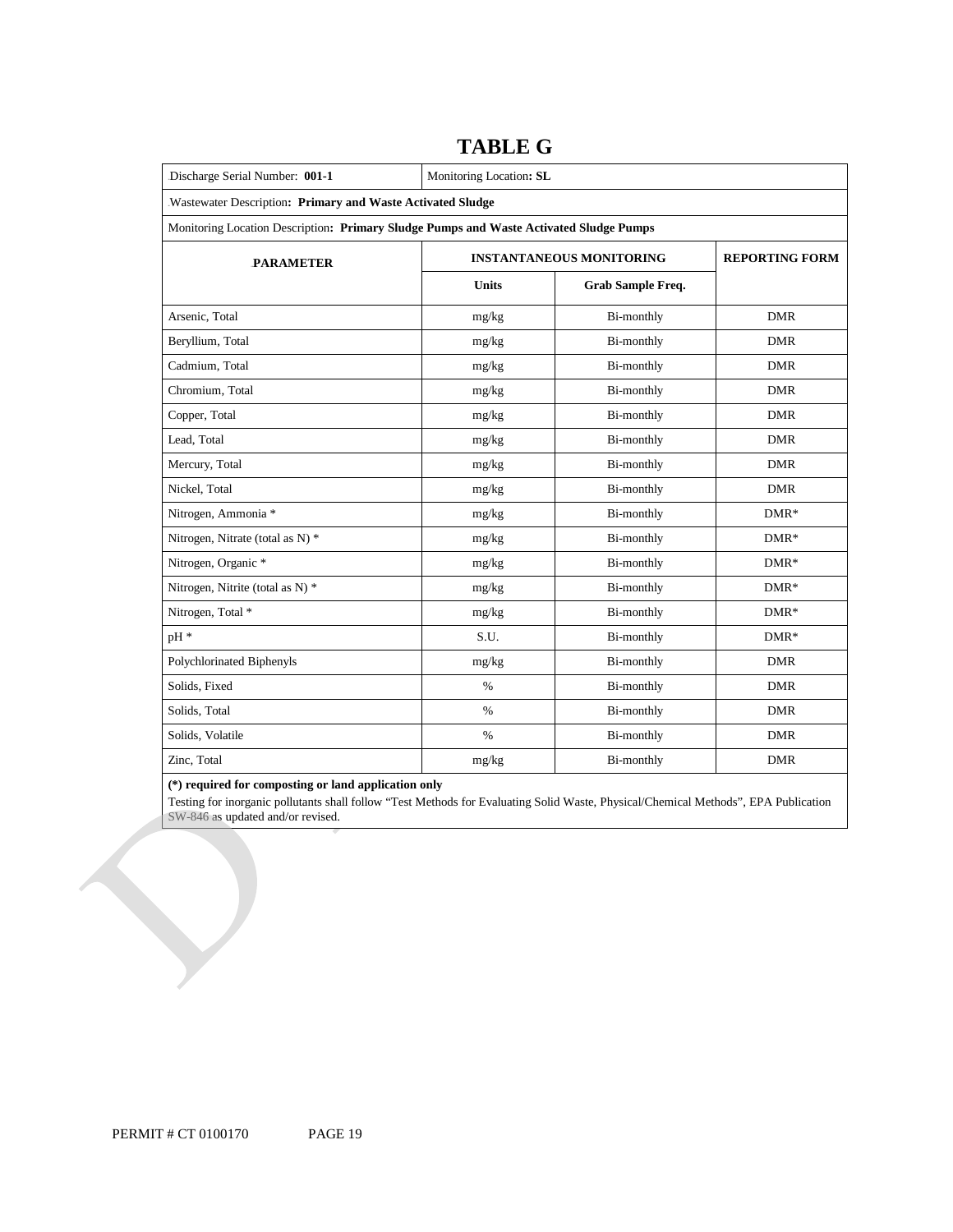# TABLE G

| Discharge Serial Number: **001-1** | Monitoring Location**: SL** | | |
|---|---|---|---|
| Wastewater Description**: Primary and Waste Activated Sludge** | | | |
| Monitoring Location Description**: Primary Sludge Pumps and Waste Activated Sludge Pumps** | | | |
| **PARAMETER** | **INSTANTANEOUS MONITORING** | | **REPORTING FORM** |
| | **Units** | **Grab Sample Freq.** | |
| Arsenic, Total | mg/kg | Bi-monthly | DMR |
| Beryllium, Total | mg/kg | Bi-monthly | DMR |
| Cadmium, Total | mg/kg | Bi-monthly | DMR |
| Chromium, Total | mg/kg | Bi-monthly | DMR |
| Copper, Total | mg/kg | Bi-monthly | DMR |
| Lead, Total | mg/kg | Bi-monthly | DMR |
| Mercury, Total | mg/kg | Bi-monthly | DMR |
| Nickel, Total | mg/kg | Bi-monthly | DMR |
| Nitrogen, Ammonia * | mg/kg | Bi-monthly | DMR* |
| Nitrogen, Nitrate (total as N) * | mg/kg | Bi-monthly | DMR* |
| Nitrogen, Organic * | mg/kg | Bi-monthly | DMR* |
| Nitrogen, Nitrite (total as N) * | mg/kg | Bi-monthly | DMR* |
| Nitrogen, Total * | mg/kg | Bi-monthly | DMR* |
| pH * | S.U. | Bi-monthly | DMR* |
| Polychlorinated Biphenyls | mg/kg | Bi-monthly | DMR |
| Solids, Fixed | % | Bi-monthly | DMR |
| Solids, Total | % | Bi-monthly | DMR |
| Solids, Volatile | % | Bi-monthly | DMR |
| Zinc, Total | mg/kg | Bi-monthly | DMR |

**(*) required for composting or land application only**

Testing for inorganic pollutants shall follow "Test Methods for Evaluating Solid Waste, Physical/Chemical Methods", EPA Publication SW-846 as updated and/or revised.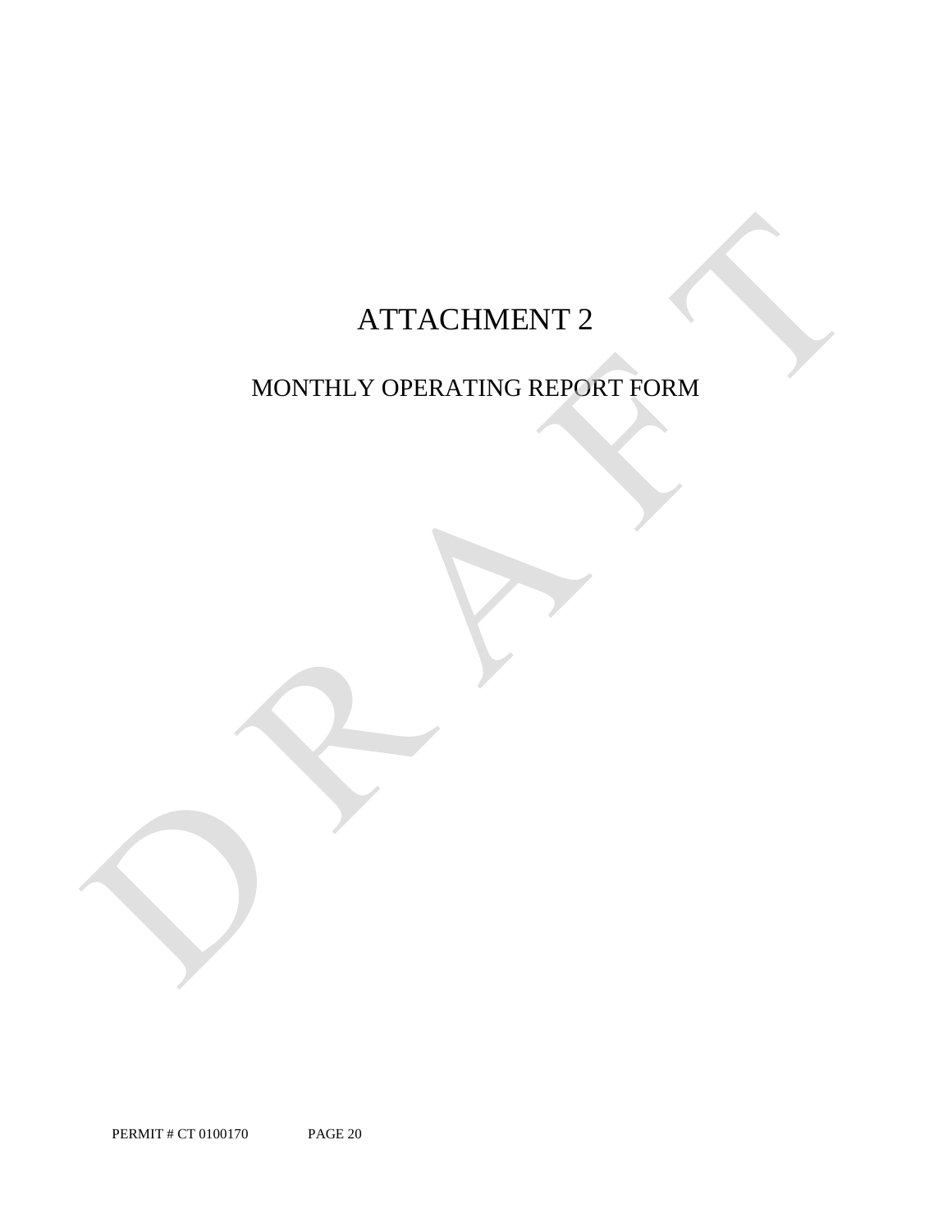# ATTACHMENT 2

## MONTHLY OPERATING REPORT FORM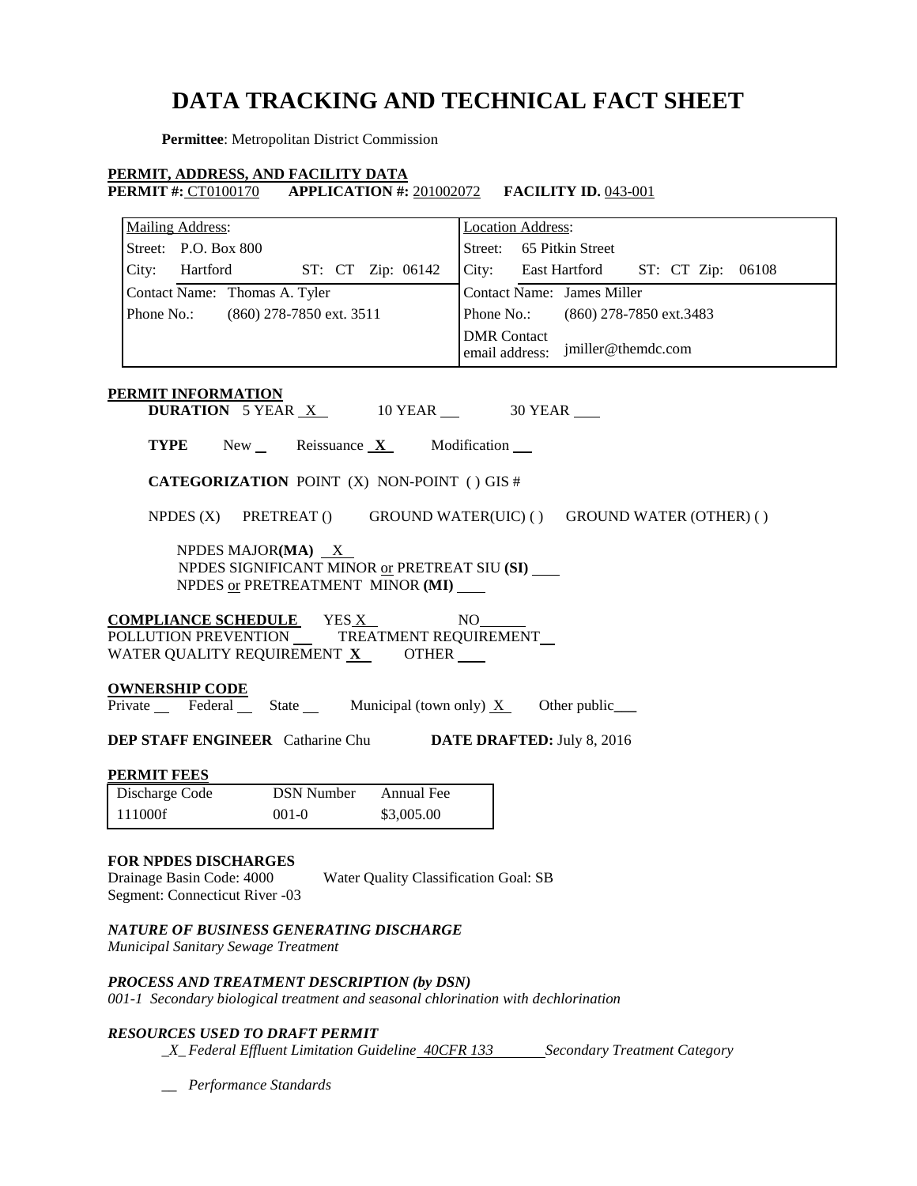# DATA TRACKING AND TECHNICAL FACT SHEET

**Permittee**: Metropolitan District Commission

**PERMIT, ADDRESS, AND FACILITY DATA**

**PERMIT #:** CT0100170 **APPLICATION #:** 201002072 **FACILITY ID.** 043-001

| Mailing Address: | Location Address: |
|---|---|
| Street: P.O. Box 800 | Street: 65 Pitkin Street |
| City: Hartford ST: CT Zip: 06142 | City: East Hartford ST: CT Zip: 06108 |
| Contact Name: Thomas A. Tyler | Contact Name: James Miller |
| Phone No.: (860) 278-7850 ext. 3511 | Phone No.: (860) 278-7850 ext.3483 |
| | DMR Contact email address: jmiller@themdc.com |

**PERMIT INFORMATION**

**DURATION** 5 YEAR X 10 YEAR ___ 30 YEAR ___

**TYPE** New ___ Reissuance **X** Modification ___

**CATEGORIZATION** POINT (X) NON-POINT ( ) GIS #

NPDES (X) PRETREAT () GROUND WATER(UIC) ( ) GROUND WATER (OTHER) ( )

NPDES MAJOR**(MA)** X
NPDES SIGNIFICANT MINOR or PRETREAT SIU **(SI)** ___
NPDES or PRETREATMENT MINOR **(MI)** ___

**COMPLIANCE SCHEDULE** YES X NO ___
POLLUTION PREVENTION ___ TREATMENT REQUIREMENT ___
WATER QUALITY REQUIREMENT **X** OTHER ___

**OWNERSHIP CODE**
Private ___ Federal ___ State ___ Municipal (town only) X Other public___

**DEP STAFF ENGINEER** Catharine Chu **DATE DRAFTED:** July 8, 2016

**PERMIT FEES**

| Discharge Code | DSN Number | Annual Fee |
|---|---|---|
| 111000f | 001-0 | $3,005.00 |

**FOR NPDES DISCHARGES**
Drainage Basin Code: 4000 Water Quality Classification Goal: SB
Segment: Connecticut River -03

***NATURE OF BUSINESS GENERATING DISCHARGE***
*Municipal Sanitary Sewage Treatment*

***PROCESS AND TREATMENT DESCRIPTION (by DSN)***
*001-1 Secondary biological treatment and seasonal chlorination with dechlorination*

***RESOURCES USED TO DRAFT PERMIT***
*_X_ Federal Effluent Limitation Guideline 40CFR 133 Secondary Treatment Category*

*__ Performance Standards*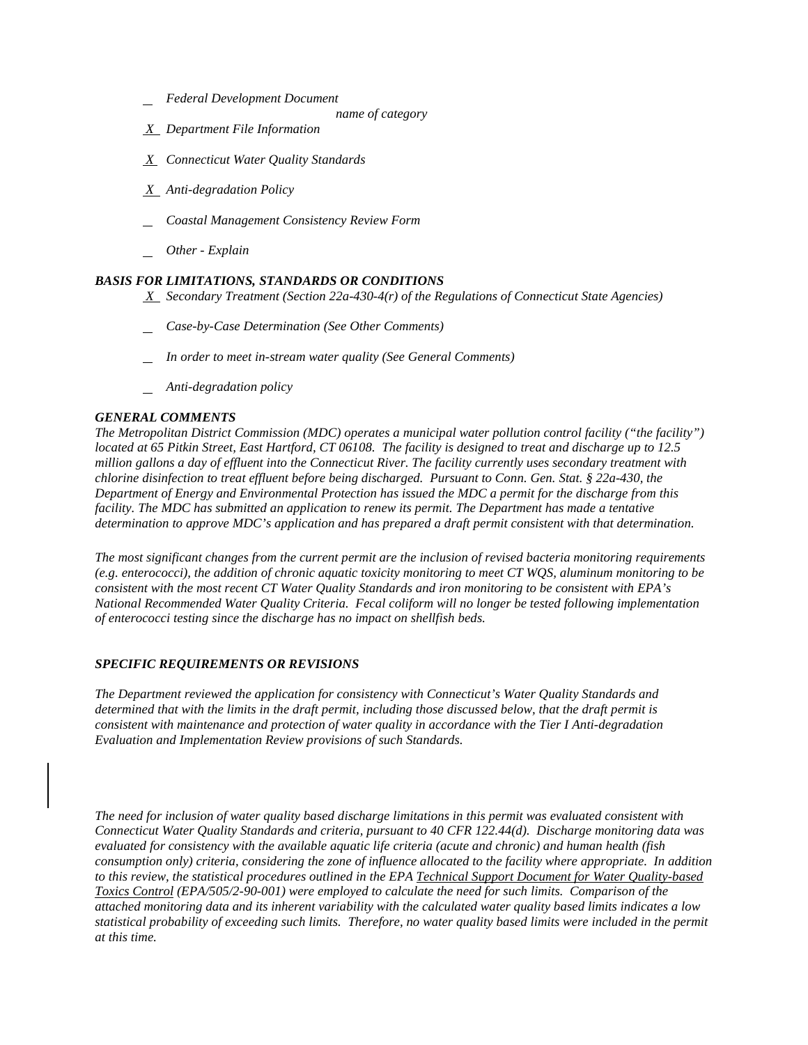_ *Federal Development Document*

*name of category*

*X* *Department File Information*

*X* *Connecticut Water Quality Standards*

*X* *Anti-degradation Policy*

_ *Coastal Management Consistency Review Form*

_ *Other - Explain*

### *BASIS FOR LIMITATIONS, STANDARDS OR CONDITIONS*

*X* *Secondary Treatment (Section 22a-430-4(r) of the Regulations of Connecticut State Agencies)*

_ *Case-by-Case Determination (See Other Comments)*

_ *In order to meet in-stream water quality (See General Comments)*

_ *Anti-degradation policy*

### *GENERAL COMMENTS*

*The Metropolitan District Commission (MDC) operates a municipal water pollution control facility ("the facility") located at 65 Pitkin Street, East Hartford, CT 06108. The facility is designed to treat and discharge up to 12.5 million gallons a day of effluent into the Connecticut River. The facility currently uses secondary treatment with chlorine disinfection to treat effluent before being discharged. Pursuant to Conn. Gen. Stat. § 22a-430, the Department of Energy and Environmental Protection has issued the MDC a permit for the discharge from this facility. The MDC has submitted an application to renew its permit. The Department has made a tentative determination to approve MDC's application and has prepared a draft permit consistent with that determination.*

*The most significant changes from the current permit are the inclusion of revised bacteria monitoring requirements (e.g. enterococci), the addition of chronic aquatic toxicity monitoring to meet CT WQS, aluminum monitoring to be consistent with the most recent CT Water Quality Standards and iron monitoring to be consistent with EPA's National Recommended Water Quality Criteria. Fecal coliform will no longer be tested following implementation of enterococci testing since the discharge has no impact on shellfish beds.*

### *SPECIFIC REQUIREMENTS OR REVISIONS*

*The Department reviewed the application for consistency with Connecticut's Water Quality Standards and determined that with the limits in the draft permit, including those discussed below, that the draft permit is consistent with maintenance and protection of water quality in accordance with the Tier I Anti-degradation Evaluation and Implementation Review provisions of such Standards.*

*The need for inclusion of water quality based discharge limitations in this permit was evaluated consistent with Connecticut Water Quality Standards and criteria, pursuant to 40 CFR 122.44(d). Discharge monitoring data was evaluated for consistency with the available aquatic life criteria (acute and chronic) and human health (fish consumption only) criteria, considering the zone of influence allocated to the facility where appropriate. In addition to this review, the statistical procedures outlined in the EPA Technical Support Document for Water Quality-based Toxics Control (EPA/505/2-90-001) were employed to calculate the need for such limits. Comparison of the attached monitoring data and its inherent variability with the calculated water quality based limits indicates a low statistical probability of exceeding such limits. Therefore, no water quality based limits were included in the permit at this time.*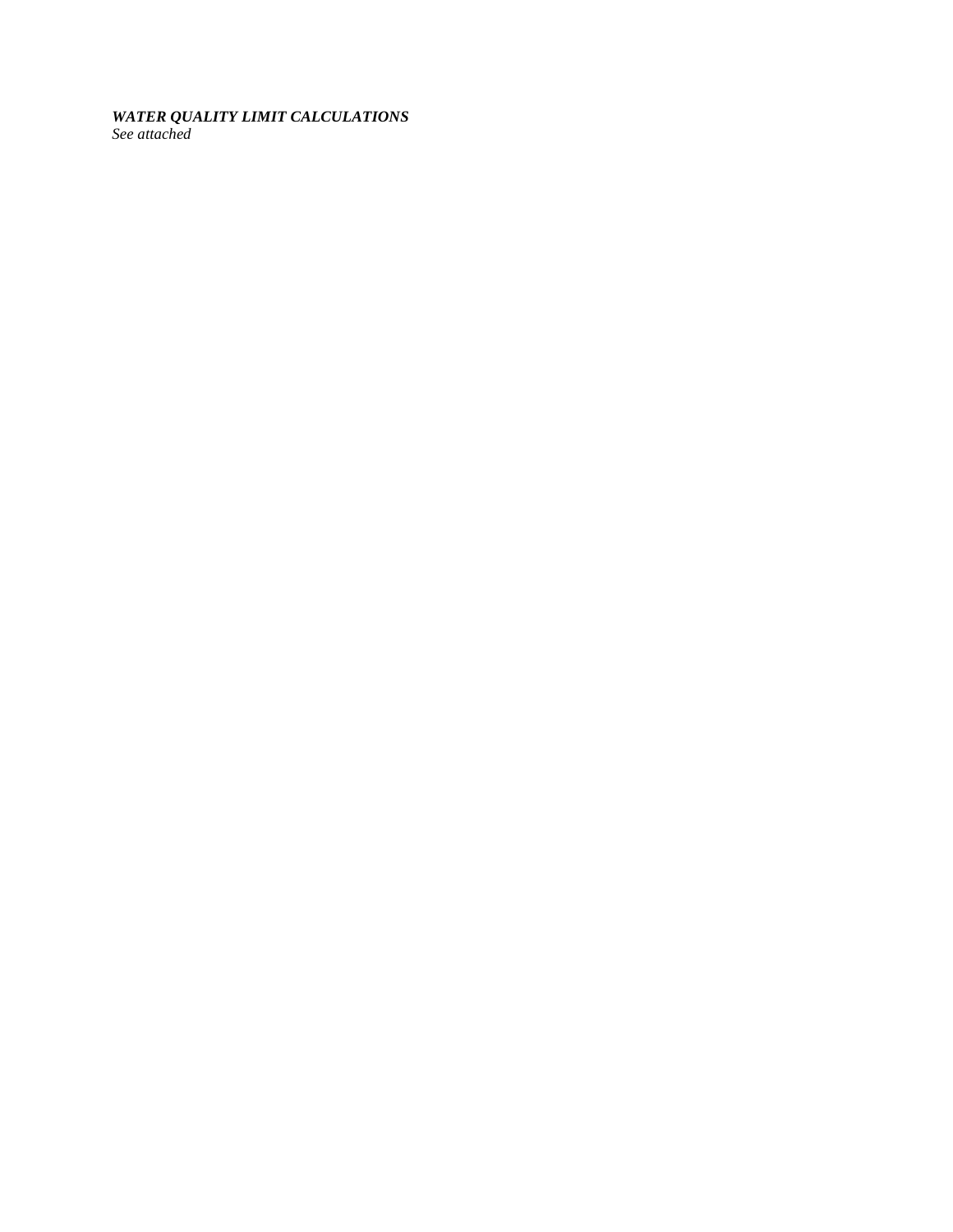***WATER QUALITY LIMIT CALCULATIONS***
*See attached*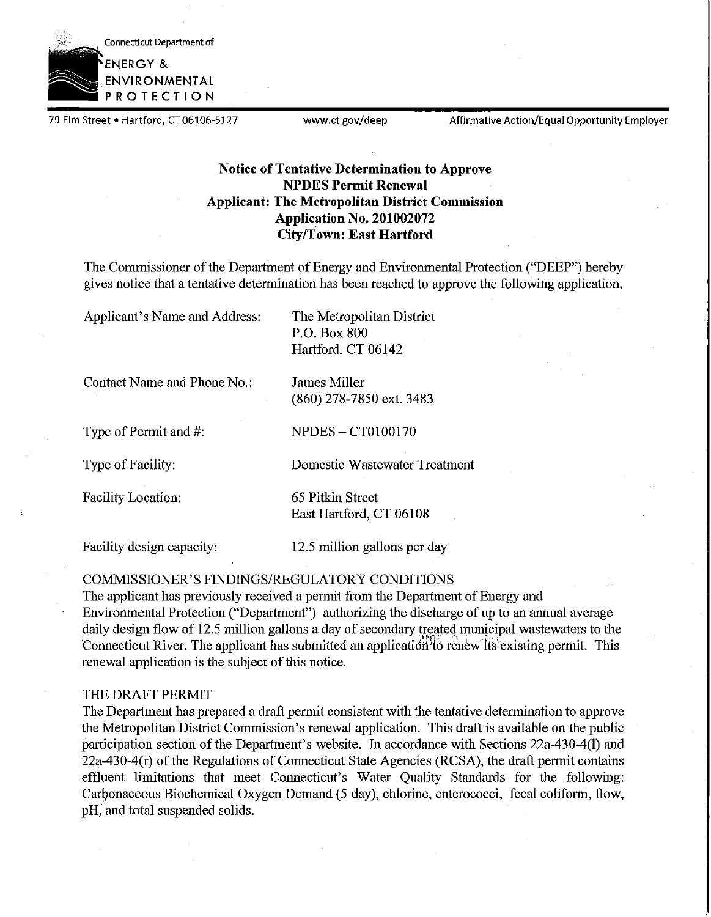Connecticut Department of

ENERGY & ENVIRONMENTAL PROTECTION

79 Elm Street • Hartford, CT 06106-5127 www.ct.gov/deep Affirmative Action/Equal Opportunity Employer

**Notice of Tentative Determination to Approve**
**NPDES Permit Renewal**
**Applicant: The Metropolitan District Commission**
**Application No. 201002072**
**City/Town: East Hartford**

The Commissioner of the Department of Energy and Environmental Protection ("DEEP") hereby gives notice that a tentative determination has been reached to approve the following application.

| | |
|---|---|
| Applicant's Name and Address: | The Metropolitan District<br>P.O. Box 800<br>Hartford, CT 06142 |
| Contact Name and Phone No.: | James Miller<br>(860) 278-7850 ext. 3483 |
| Type of Permit and #: | NPDES – CT0100170 |
| Type of Facility: | Domestic Wastewater Treatment |
| Facility Location: | 65 Pitkin Street<br>East Hartford, CT 06108 |
| Facility design capacity: | 12.5 million gallons per day |

COMMISSIONER'S FINDINGS/REGULATORY CONDITIONS

The applicant has previously received a permit from the Department of Energy and Environmental Protection ("Department") authorizing the discharge of up to an annual average daily design flow of 12.5 million gallons a day of secondary treated municipal wastewaters to the Connecticut River. The applicant has submitted an application to renew its existing permit. This renewal application is the subject of this notice.

THE DRAFT PERMIT

The Department has prepared a draft permit consistent with the tentative determination to approve the Metropolitan District Commission's renewal application. This draft is available on the public participation section of the Department's website. In accordance with Sections 22a-430-4(l) and 22a-430-4(r) of the Regulations of Connecticut State Agencies (RCSA), the draft permit contains effluent limitations that meet Connecticut's Water Quality Standards for the following: Carbonaceous Biochemical Oxygen Demand (5 day), chlorine, enterococci, fecal coliform, flow, pH, and total suspended solids.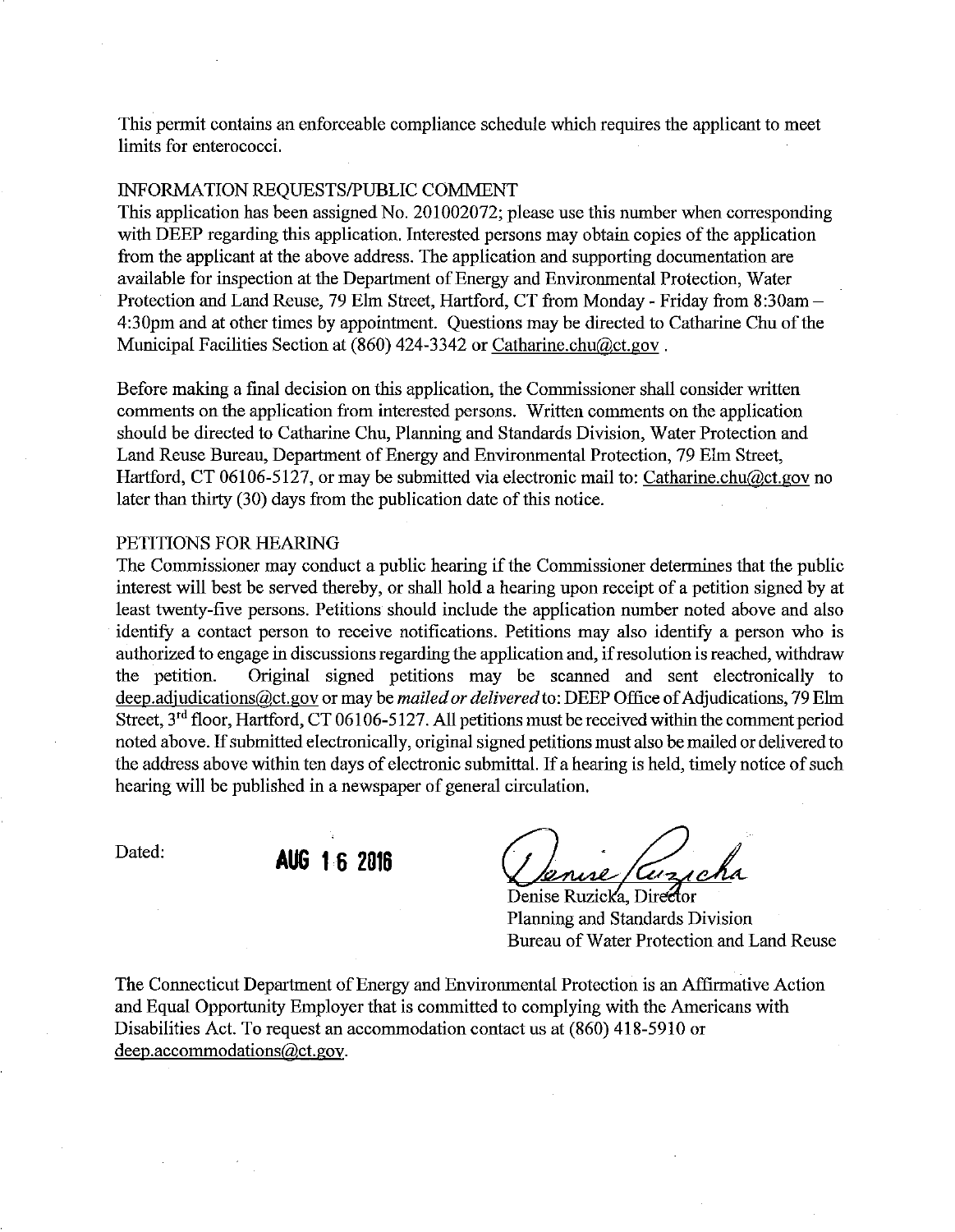This permit contains an enforceable compliance schedule which requires the applicant to meet limits for enterococci.

INFORMATION REQUESTS/PUBLIC COMMENT

This application has been assigned No. 201002072; please use this number when corresponding with DEEP regarding this application. Interested persons may obtain copies of the application from the applicant at the above address. The application and supporting documentation are available for inspection at the Department of Energy and Environmental Protection, Water Protection and Land Reuse, 79 Elm Street, Hartford, CT from Monday - Friday from 8:30am – 4:30pm and at other times by appointment. Questions may be directed to Catharine Chu of the Municipal Facilities Section at (860) 424-3342 or Catharine.chu@ct.gov .

Before making a final decision on this application, the Commissioner shall consider written comments on the application from interested persons. Written comments on the application should be directed to Catharine Chu, Planning and Standards Division, Water Protection and Land Reuse Bureau, Department of Energy and Environmental Protection, 79 Elm Street, Hartford, CT 06106-5127, or may be submitted via electronic mail to: Catharine.chu@ct.gov no later than thirty (30) days from the publication date of this notice.

PETITIONS FOR HEARING

The Commissioner may conduct a public hearing if the Commissioner determines that the public interest will best be served thereby, or shall hold a hearing upon receipt of a petition signed by at least twenty-five persons. Petitions should include the application number noted above and also identify a contact person to receive notifications. Petitions may also identify a person who is authorized to engage in discussions regarding the application and, if resolution is reached, withdraw the petition. Original signed petitions may be scanned and sent electronically to deep.adjudications@ct.gov or may be *mailed or delivered* to: DEEP Office of Adjudications, 79 Elm Street, 3rd floor, Hartford, CT 06106-5127. All petitions must be received within the comment period noted above. If submitted electronically, original signed petitions must also be mailed or delivered to the address above within ten days of electronic submittal. If a hearing is held, timely notice of such hearing will be published in a newspaper of general circulation.

Dated: **AUG 16 2016**

Denise Ruzicka, Director
Planning and Standards Division
Bureau of Water Protection and Land Reuse

The Connecticut Department of Energy and Environmental Protection is an Affirmative Action and Equal Opportunity Employer that is committed to complying with the Americans with Disabilities Act. To request an accommodation contact us at (860) 418-5910 or deep.accommodations@ct.gov.